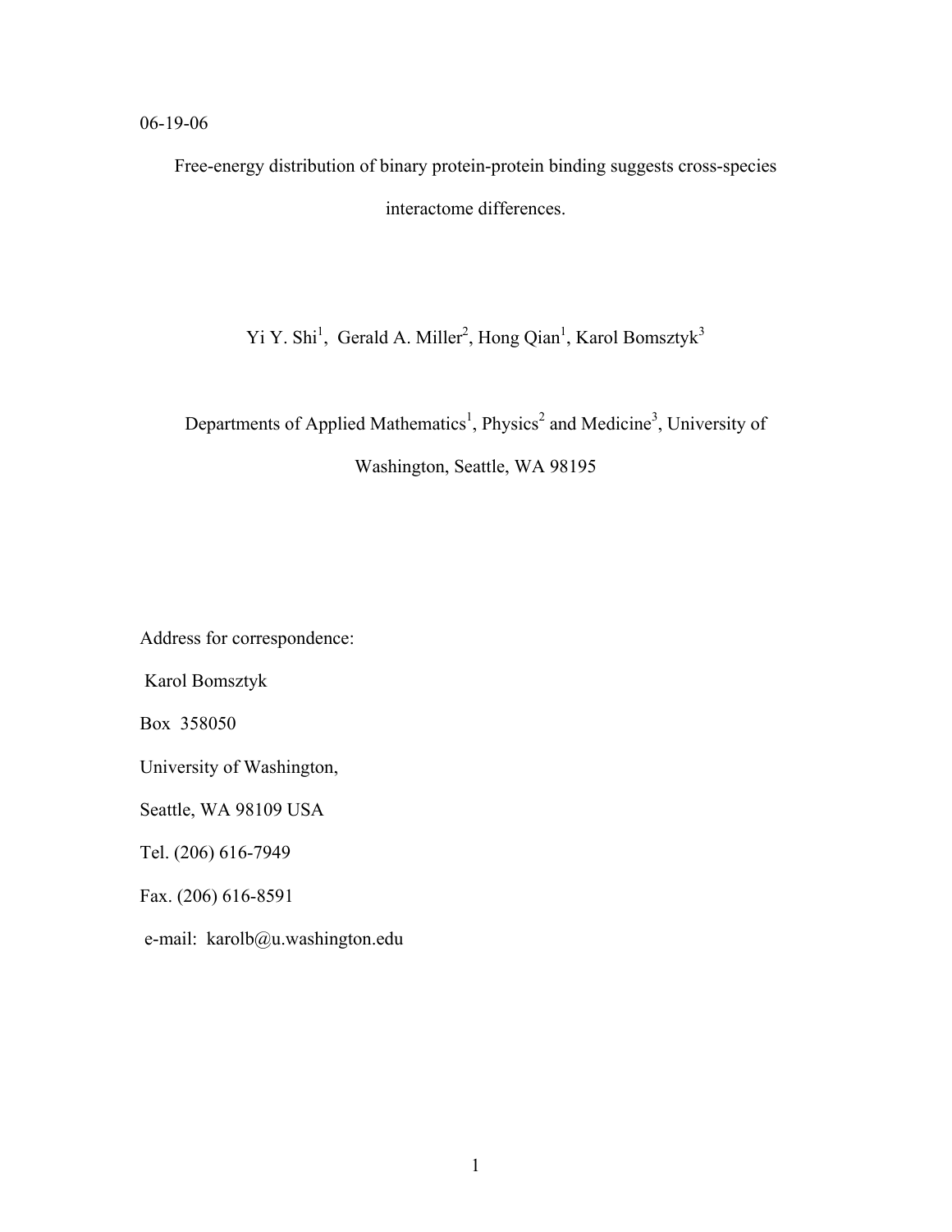06-19-06

# Free-energy distribution of binary protein-protein binding suggests cross-species interactome differences.

Yi Y. Shi[1], Gerald A. Miller[2], Hong Qian[1], Karol Bomsztyk[3]

Departments of Applied Mathematics[1], Physics[2] and Medicine[3], University of Washington, Seattle, WA 98195

Address for correspondence:

Karol Bomsztyk

Box 358050

University of Washington,

Seattle, WA 98109 USA

Tel. (206) 616-7949

Fax. (206) 616-8591

e-mail: karolb@u.washington.edu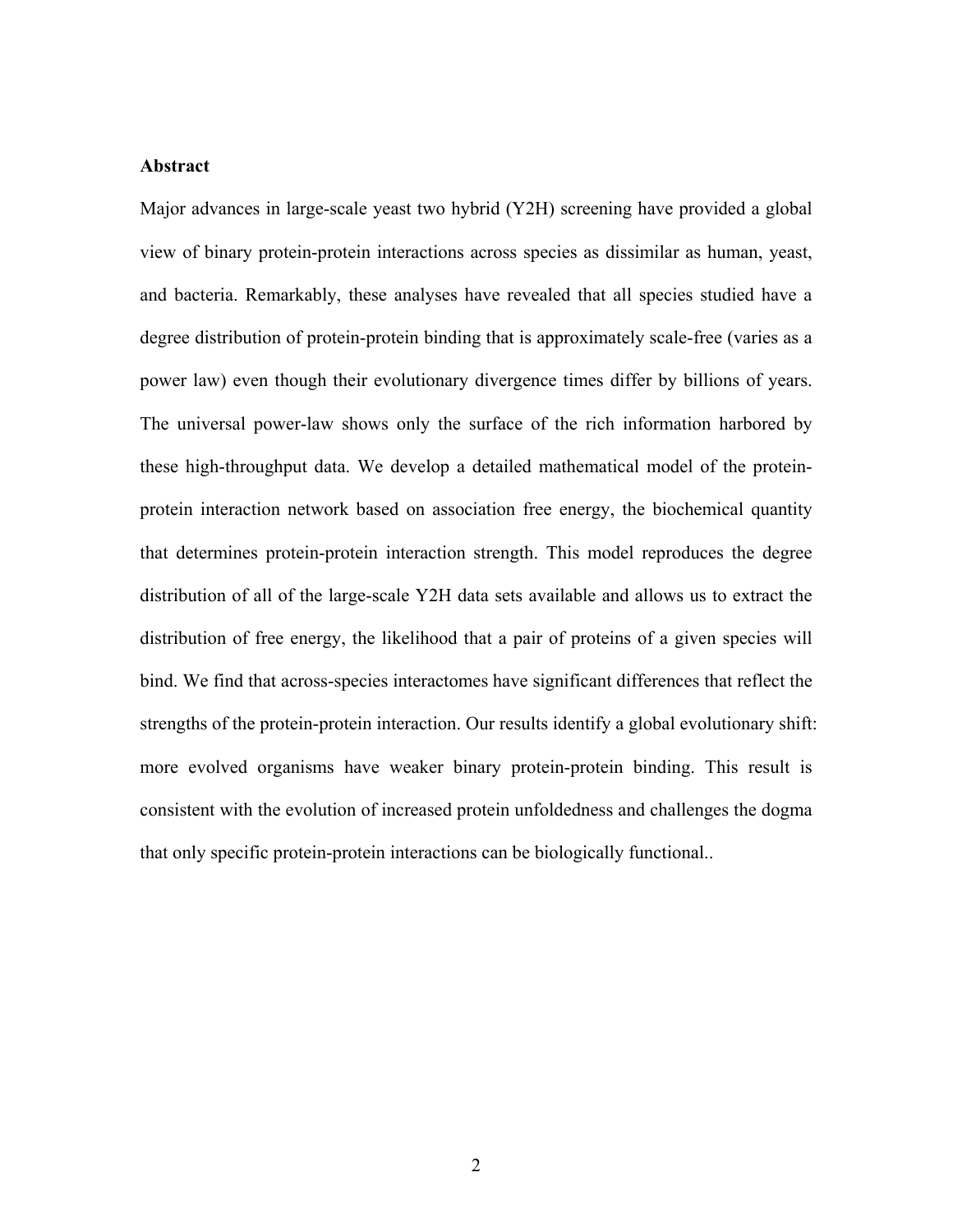**Abstract**

Major advances in large-scale yeast two hybrid (Y2H) screening have provided a global view of binary protein-protein interactions across species as dissimilar as human, yeast, and bacteria. Remarkably, these analyses have revealed that all species studied have a degree distribution of protein-protein binding that is approximately scale-free (varies as a power law) even though their evolutionary divergence times differ by billions of years. The universal power-law shows only the surface of the rich information harbored by these high-throughput data. We develop a detailed mathematical model of the protein-protein interaction network based on association free energy, the biochemical quantity that determines protein-protein interaction strength. This model reproduces the degree distribution of all of the large-scale Y2H data sets available and allows us to extract the distribution of free energy, the likelihood that a pair of proteins of a given species will bind. We find that across-species interactomes have significant differences that reflect the strengths of the protein-protein interaction. Our results identify a global evolutionary shift: more evolved organisms have weaker binary protein-protein binding. This result is consistent with the evolution of increased protein unfoldedness and challenges the dogma that only specific protein-protein interactions can be biologically functional..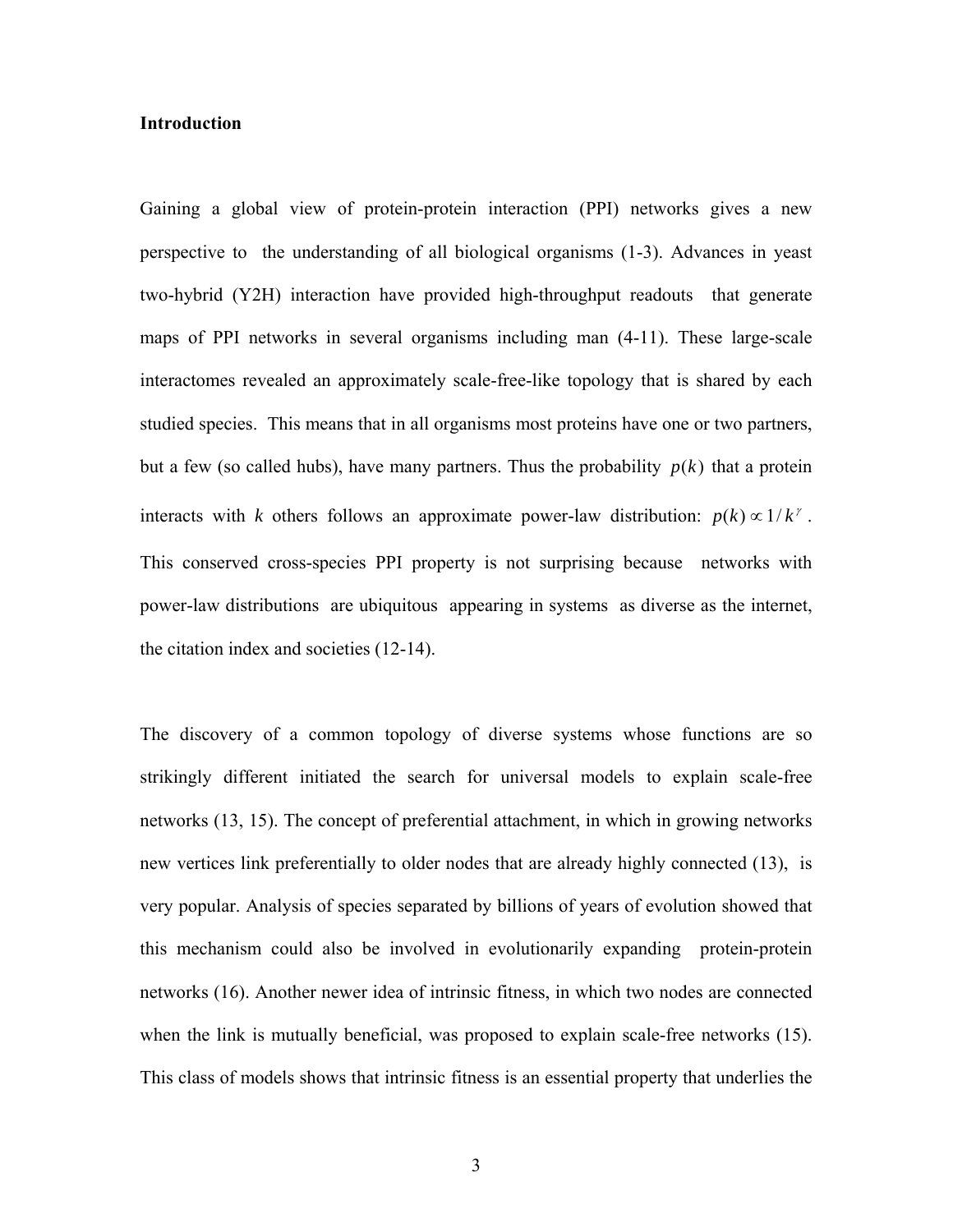**Introduction**

Gaining a global view of protein-protein interaction (PPI) networks gives a new perspective to the understanding of all biological organisms (1-3). Advances in yeast two-hybrid (Y2H) interaction have provided high-throughput readouts that generate maps of PPI networks in several organisms including man (4-11). These large-scale interactomes revealed an approximately scale-free-like topology that is shared by each studied species. This means that in all organisms most proteins have one or two partners, but a few (so called hubs), have many partners. Thus the probability $p(k)$ that a protein interacts with $k$ others follows an approximate power-law distribution: $p(k) \propto 1/k^{\gamma}$. This conserved cross-species PPI property is not surprising because networks with power-law distributions are ubiquitous appearing in systems as diverse as the internet, the citation index and societies (12-14).

The discovery of a common topology of diverse systems whose functions are so strikingly different initiated the search for universal models to explain scale-free networks (13, 15). The concept of preferential attachment, in which in growing networks new vertices link preferentially to older nodes that are already highly connected (13), is very popular. Analysis of species separated by billions of years of evolution showed that this mechanism could also be involved in evolutionarily expanding protein-protein networks (16). Another newer idea of intrinsic fitness, in which two nodes are connected when the link is mutually beneficial, was proposed to explain scale-free networks (15). This class of models shows that intrinsic fitness is an essential property that underlies the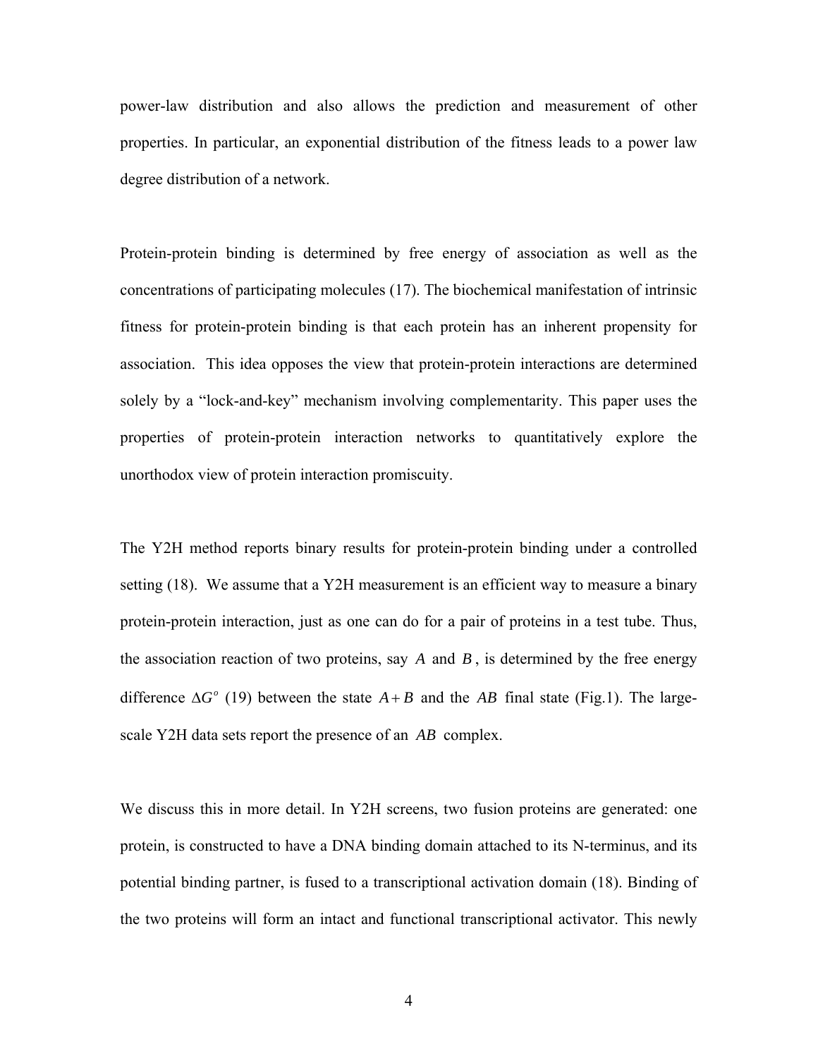power-law distribution and also allows the prediction and measurement of other properties. In particular, an exponential distribution of the fitness leads to a power law degree distribution of a network.

Protein-protein binding is determined by free energy of association as well as the concentrations of participating molecules (17). The biochemical manifestation of intrinsic fitness for protein-protein binding is that each protein has an inherent propensity for association. This idea opposes the view that protein-protein interactions are determined solely by a "lock-and-key" mechanism involving complementarity. This paper uses the properties of protein-protein interaction networks to quantitatively explore the unorthodox view of protein interaction promiscuity.

The Y2H method reports binary results for protein-protein binding under a controlled setting (18). We assume that a Y2H measurement is an efficient way to measure a binary protein-protein interaction, just as one can do for a pair of proteins in a test tube. Thus, the association reaction of two proteins, say $A$ and $B$, is determined by the free energy difference $\Delta G^o$ (19) between the state $A+B$ and the $AB$ final state (Fig.1). The large-scale Y2H data sets report the presence of an $AB$ complex.

We discuss this in more detail. In Y2H screens, two fusion proteins are generated: one protein, is constructed to have a DNA binding domain attached to its N-terminus, and its potential binding partner, is fused to a transcriptional activation domain (18). Binding of the two proteins will form an intact and functional transcriptional activator. This newly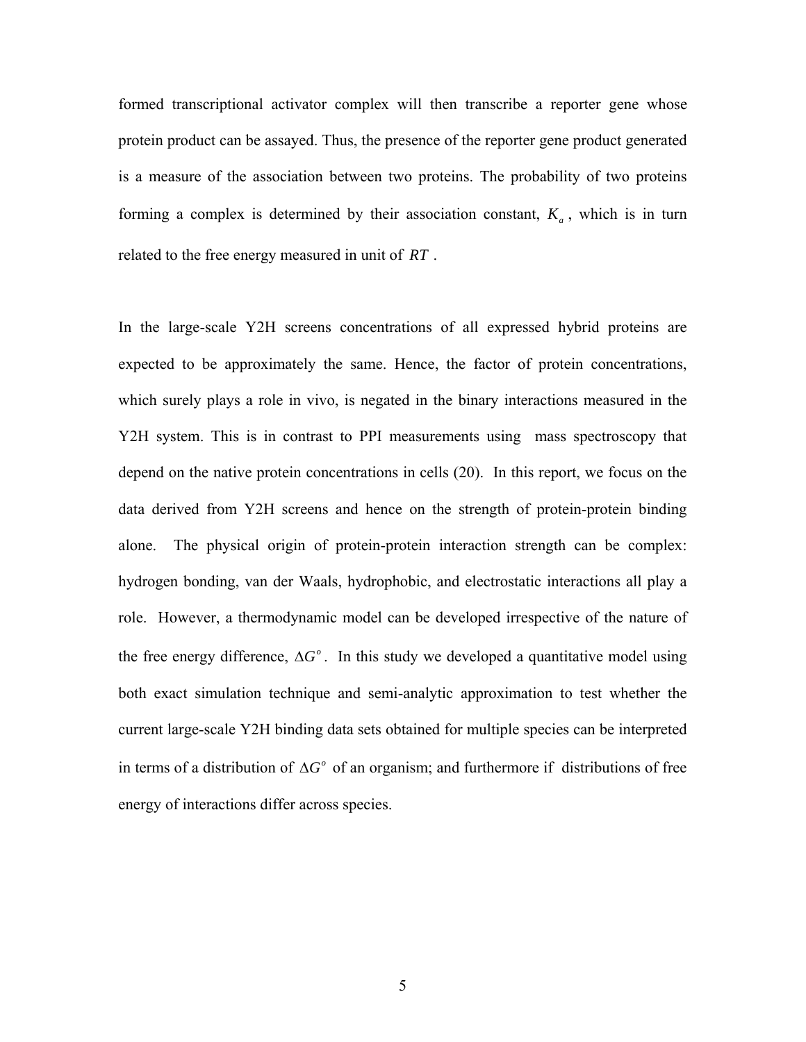formed transcriptional activator complex will then transcribe a reporter gene whose protein product can be assayed. Thus, the presence of the reporter gene product generated is a measure of the association between two proteins. The probability of two proteins forming a complex is determined by their association constant, $K_a$, which is in turn related to the free energy measured in unit of $RT$.

In the large-scale Y2H screens concentrations of all expressed hybrid proteins are expected to be approximately the same. Hence, the factor of protein concentrations, which surely plays a role in vivo, is negated in the binary interactions measured in the Y2H system. This is in contrast to PPI measurements using mass spectroscopy that depend on the native protein concentrations in cells (20). In this report, we focus on the data derived from Y2H screens and hence on the strength of protein-protein binding alone. The physical origin of protein-protein interaction strength can be complex: hydrogen bonding, van der Waals, hydrophobic, and electrostatic interactions all play a role. However, a thermodynamic model can be developed irrespective of the nature of the free energy difference, $\Delta G^o$. In this study we developed a quantitative model using both exact simulation technique and semi-analytic approximation to test whether the current large-scale Y2H binding data sets obtained for multiple species can be interpreted in terms of a distribution of $\Delta G^o$ of an organism; and furthermore if distributions of free energy of interactions differ across species.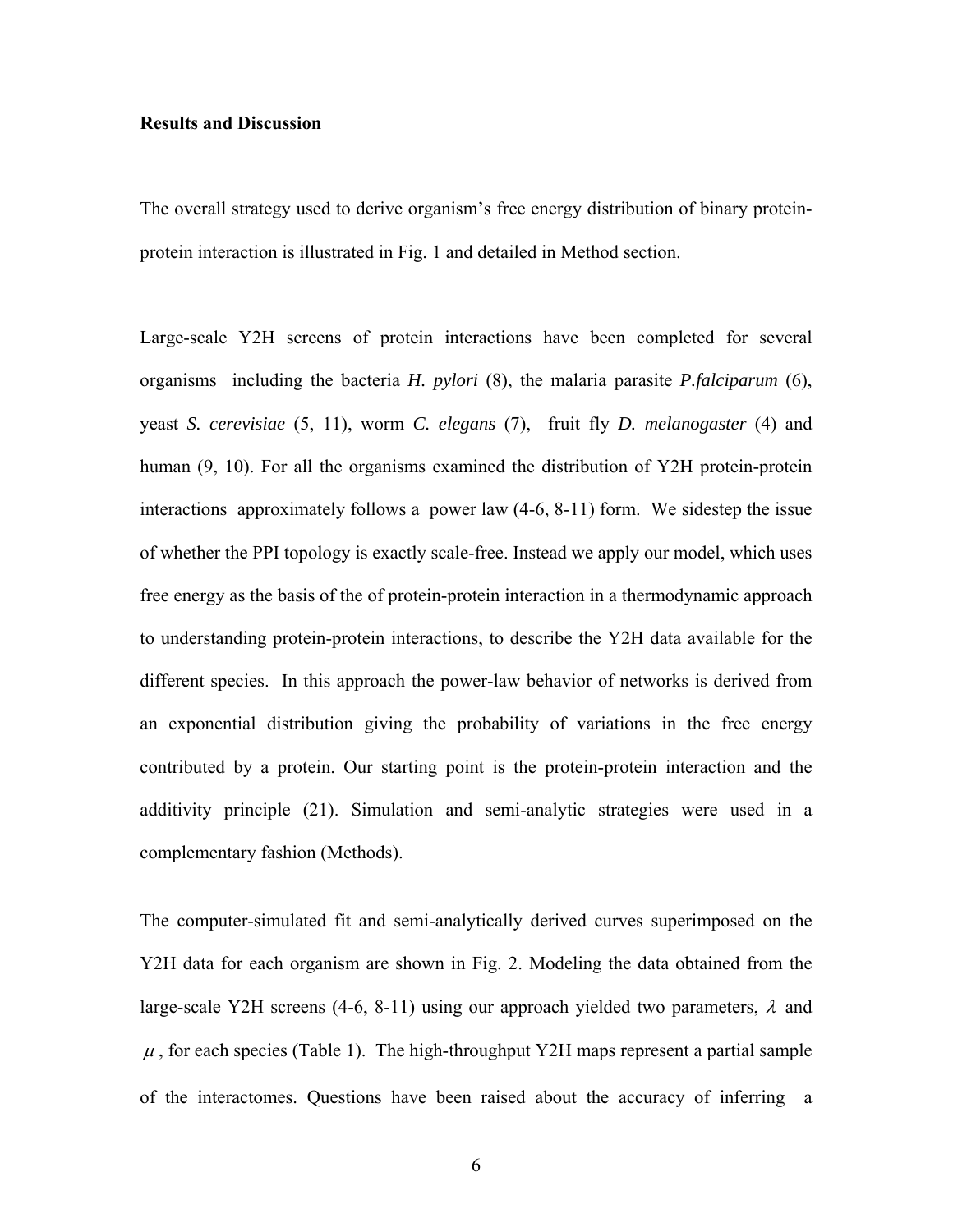**Results and Discussion**

The overall strategy used to derive organism's free energy distribution of binary protein-protein interaction is illustrated in Fig. 1 and detailed in Method section.

Large-scale Y2H screens of protein interactions have been completed for several organisms including the bacteria *H. pylori* (8), the malaria parasite *P.falciparum* (6), yeast *S. cerevisiae* (5, 11), worm *C. elegans* (7), fruit fly *D. melanogaster* (4) and human (9, 10). For all the organisms examined the distribution of Y2H protein-protein interactions approximately follows a power law (4-6, 8-11) form. We sidestep the issue of whether the PPI topology is exactly scale-free. Instead we apply our model, which uses free energy as the basis of the of protein-protein interaction in a thermodynamic approach to understanding protein-protein interactions, to describe the Y2H data available for the different species. In this approach the power-law behavior of networks is derived from an exponential distribution giving the probability of variations in the free energy contributed by a protein. Our starting point is the protein-protein interaction and the additivity principle (21). Simulation and semi-analytic strategies were used in a complementary fashion (Methods).

The computer-simulated fit and semi-analytically derived curves superimposed on the Y2H data for each organism are shown in Fig. 2. Modeling the data obtained from the large-scale Y2H screens (4-6, 8-11) using our approach yielded two parameters, $\lambda$ and $\mu$, for each species (Table 1). The high-throughput Y2H maps represent a partial sample of the interactomes. Questions have been raised about the accuracy of inferring a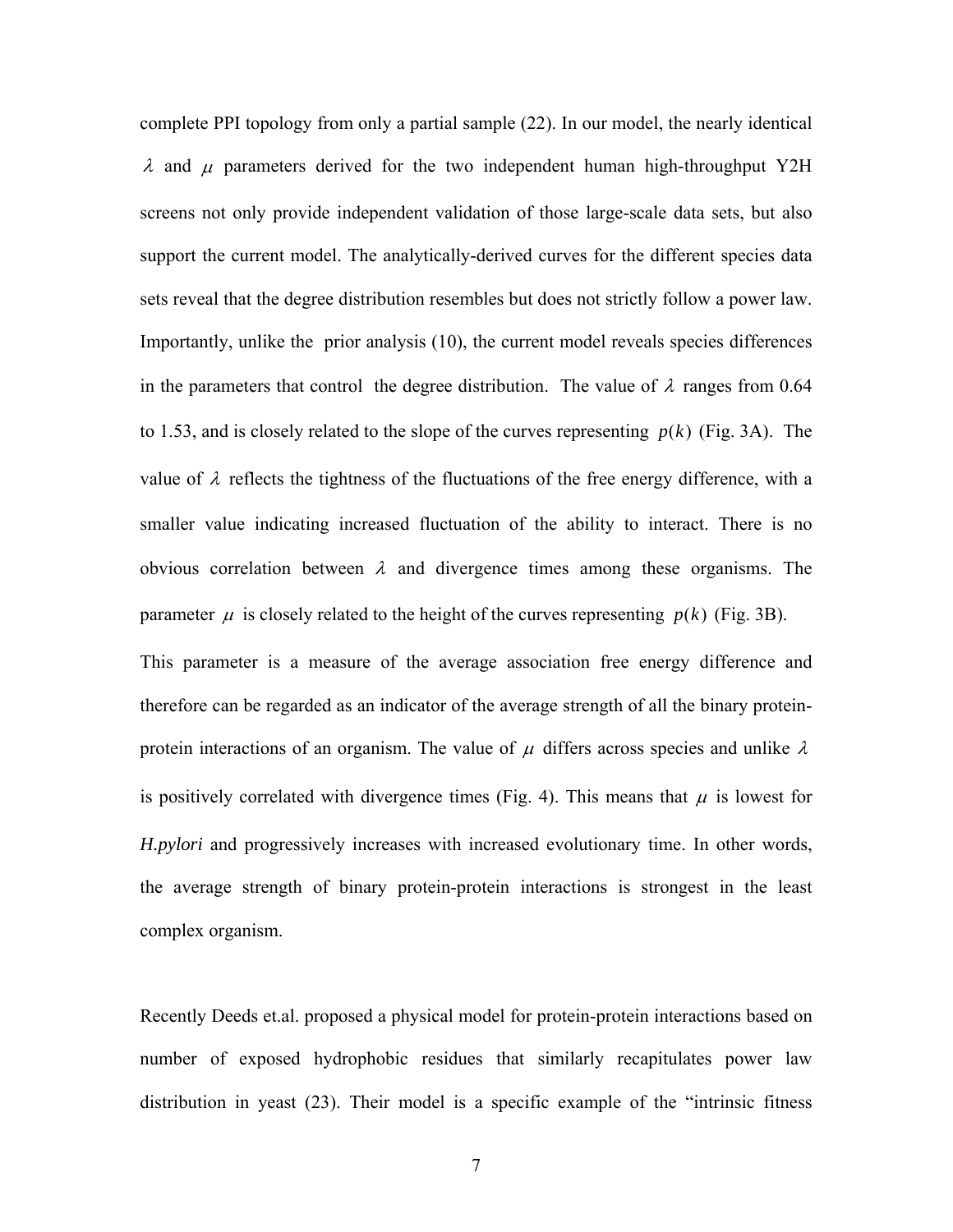complete PPI topology from only a partial sample (22). In our model, the nearly identical $\lambda$ and $\mu$ parameters derived for the two independent human high-throughput Y2H screens not only provide independent validation of those large-scale data sets, but also support the current model. The analytically-derived curves for the different species data sets reveal that the degree distribution resembles but does not strictly follow a power law. Importantly, unlike the prior analysis (10), the current model reveals species differences in the parameters that control the degree distribution. The value of $\lambda$ ranges from 0.64 to 1.53, and is closely related to the slope of the curves representing $p(k)$ (Fig. 3A). The value of $\lambda$ reflects the tightness of the fluctuations of the free energy difference, with a smaller value indicating increased fluctuation of the ability to interact. There is no obvious correlation between $\lambda$ and divergence times among these organisms. The parameter $\mu$ is closely related to the height of the curves representing $p(k)$ (Fig. 3B). This parameter is a measure of the average association free energy difference and therefore can be regarded as an indicator of the average strength of all the binary protein-protein interactions of an organism. The value of $\mu$ differs across species and unlike $\lambda$ is positively correlated with divergence times (Fig. 4). This means that $\mu$ is lowest for *H.pylori* and progressively increases with increased evolutionary time. In other words, the average strength of binary protein-protein interactions is strongest in the least complex organism.

Recently Deeds et.al. proposed a physical model for protein-protein interactions based on number of exposed hydrophobic residues that similarly recapitulates power law distribution in yeast (23). Their model is a specific example of the "intrinsic fitness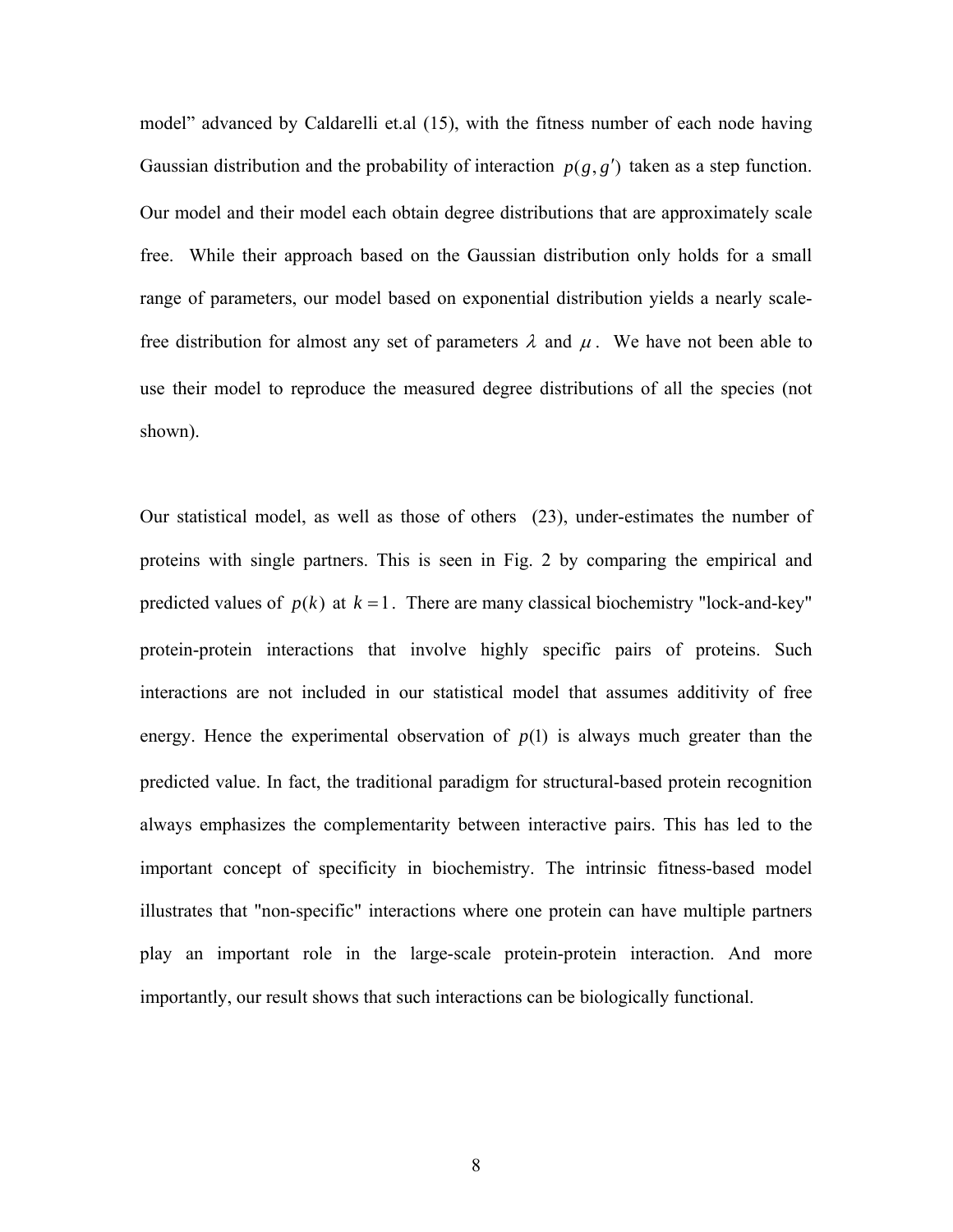model” advanced by Caldarelli et.al (15), with the fitness number of each node having Gaussian distribution and the probability of interaction $p(g, g')$ taken as a step function. Our model and their model each obtain degree distributions that are approximately scale free. While their approach based on the Gaussian distribution only holds for a small range of parameters, our model based on exponential distribution yields a nearly scale-free distribution for almost any set of parameters $\lambda$ and $\mu$. We have not been able to use their model to reproduce the measured degree distributions of all the species (not shown).

Our statistical model, as well as those of others (23), under-estimates the number of proteins with single partners. This is seen in Fig. 2 by comparing the empirical and predicted values of $p(k)$ at $k = 1$. There are many classical biochemistry "lock-and-key" protein-protein interactions that involve highly specific pairs of proteins. Such interactions are not included in our statistical model that assumes additivity of free energy. Hence the experimental observation of $p(1)$ is always much greater than the predicted value. In fact, the traditional paradigm for structural-based protein recognition always emphasizes the complementarity between interactive pairs. This has led to the important concept of specificity in biochemistry. The intrinsic fitness-based model illustrates that "non-specific" interactions where one protein can have multiple partners play an important role in the large-scale protein-protein interaction. And more importantly, our result shows that such interactions can be biologically functional.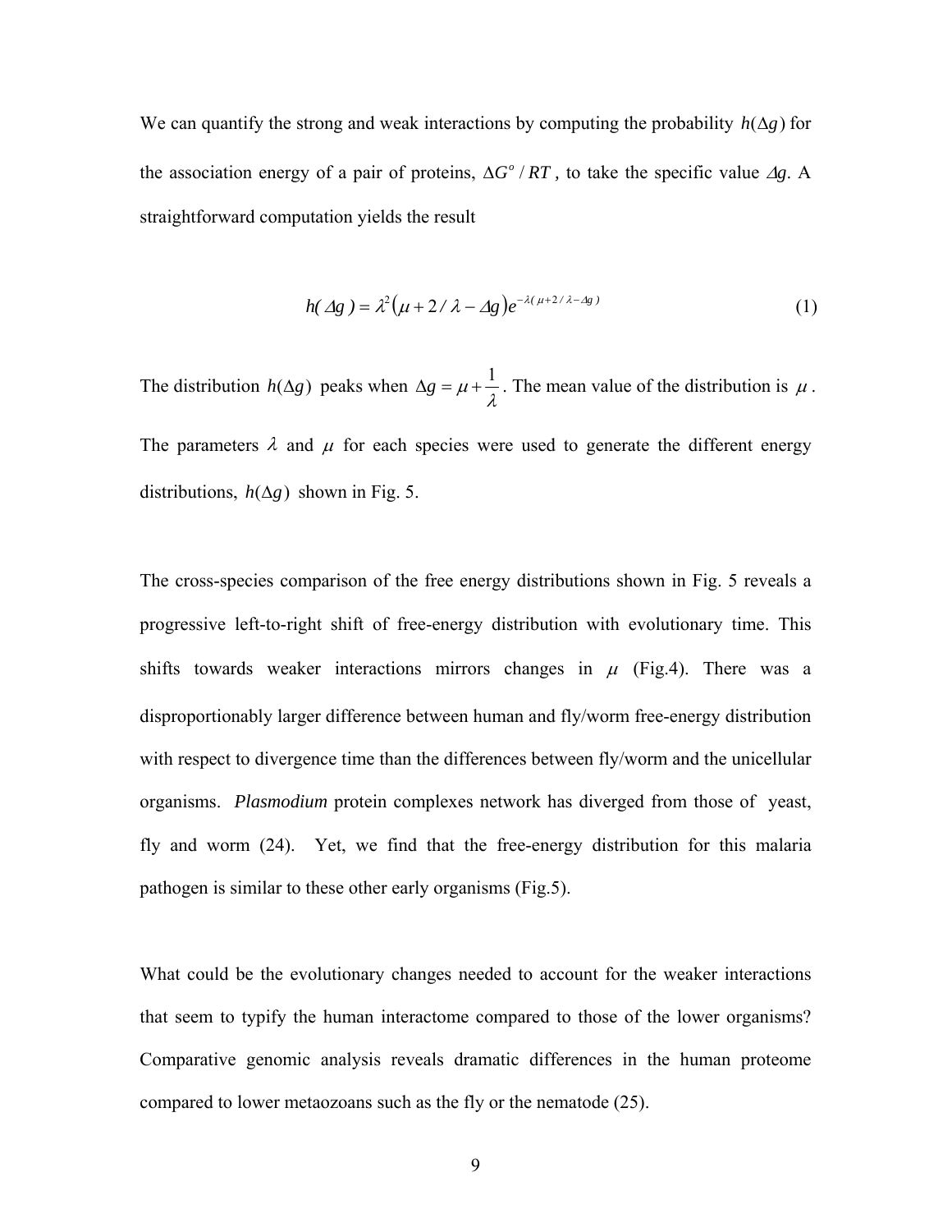We can quantify the strong and weak interactions by computing the probability $h(\Delta g)$ for the association energy of a pair of proteins, $\Delta G^o / RT$, to take the specific value $\Delta g$. A straightforward computation yields the result

$$h(\Delta g) = \lambda^2 \left(\mu + 2/\lambda - \Delta g\right) e^{-\lambda(\mu + 2/\lambda - \Delta g)} \tag{1}$$

The distribution $h(\Delta g)$ peaks when $\Delta g = \mu + \frac{1}{\lambda}$. The mean value of the distribution is $\mu$. The parameters $\lambda$ and $\mu$ for each species were used to generate the different energy distributions, $h(\Delta g)$ shown in Fig. 5.

The cross-species comparison of the free energy distributions shown in Fig. 5 reveals a progressive left-to-right shift of free-energy distribution with evolutionary time. This shifts towards weaker interactions mirrors changes in $\mu$ (Fig.4). There was a disproportionably larger difference between human and fly/worm free-energy distribution with respect to divergence time than the differences between fly/worm and the unicellular organisms. *Plasmodium* protein complexes network has diverged from those of yeast, fly and worm (24). Yet, we find that the free-energy distribution for this malaria pathogen is similar to these other early organisms (Fig.5).

What could be the evolutionary changes needed to account for the weaker interactions that seem to typify the human interactome compared to those of the lower organisms? Comparative genomic analysis reveals dramatic differences in the human proteome compared to lower metaozoans such as the fly or the nematode (25).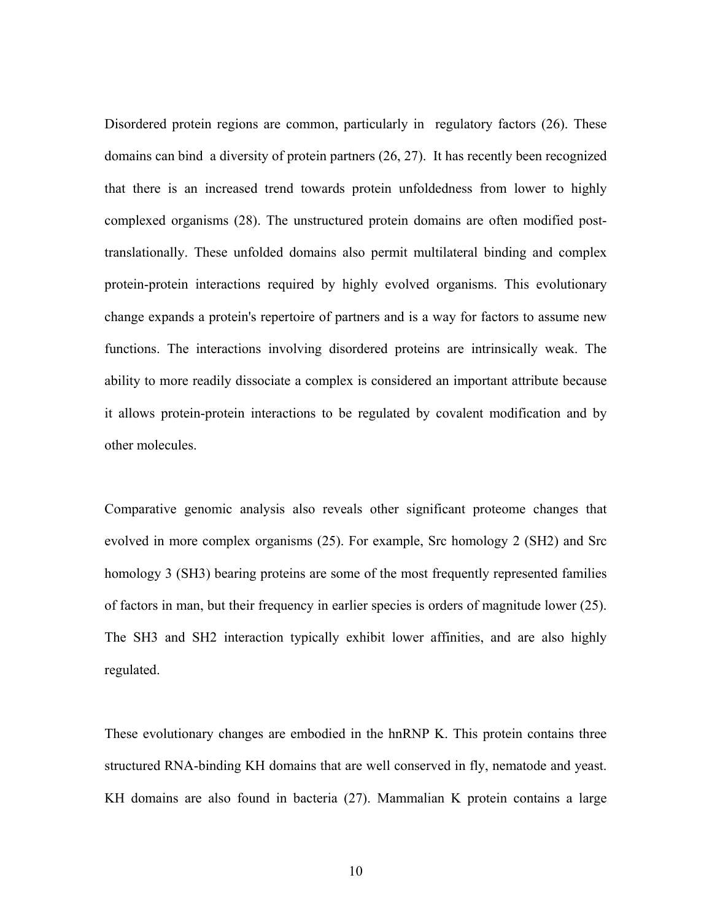Disordered protein regions are common, particularly in regulatory factors (26). These domains can bind a diversity of protein partners (26, 27). It has recently been recognized that there is an increased trend towards protein unfoldedness from lower to highly complexed organisms (28). The unstructured protein domains are often modified post-translationally. These unfolded domains also permit multilateral binding and complex protein-protein interactions required by highly evolved organisms. This evolutionary change expands a protein's repertoire of partners and is a way for factors to assume new functions. The interactions involving disordered proteins are intrinsically weak. The ability to more readily dissociate a complex is considered an important attribute because it allows protein-protein interactions to be regulated by covalent modification and by other molecules.

Comparative genomic analysis also reveals other significant proteome changes that evolved in more complex organisms (25). For example, Src homology 2 (SH2) and Src homology 3 (SH3) bearing proteins are some of the most frequently represented families of factors in man, but their frequency in earlier species is orders of magnitude lower (25). The SH3 and SH2 interaction typically exhibit lower affinities, and are also highly regulated.

These evolutionary changes are embodied in the hnRNP K. This protein contains three structured RNA-binding KH domains that are well conserved in fly, nematode and yeast. KH domains are also found in bacteria (27). Mammalian K protein contains a large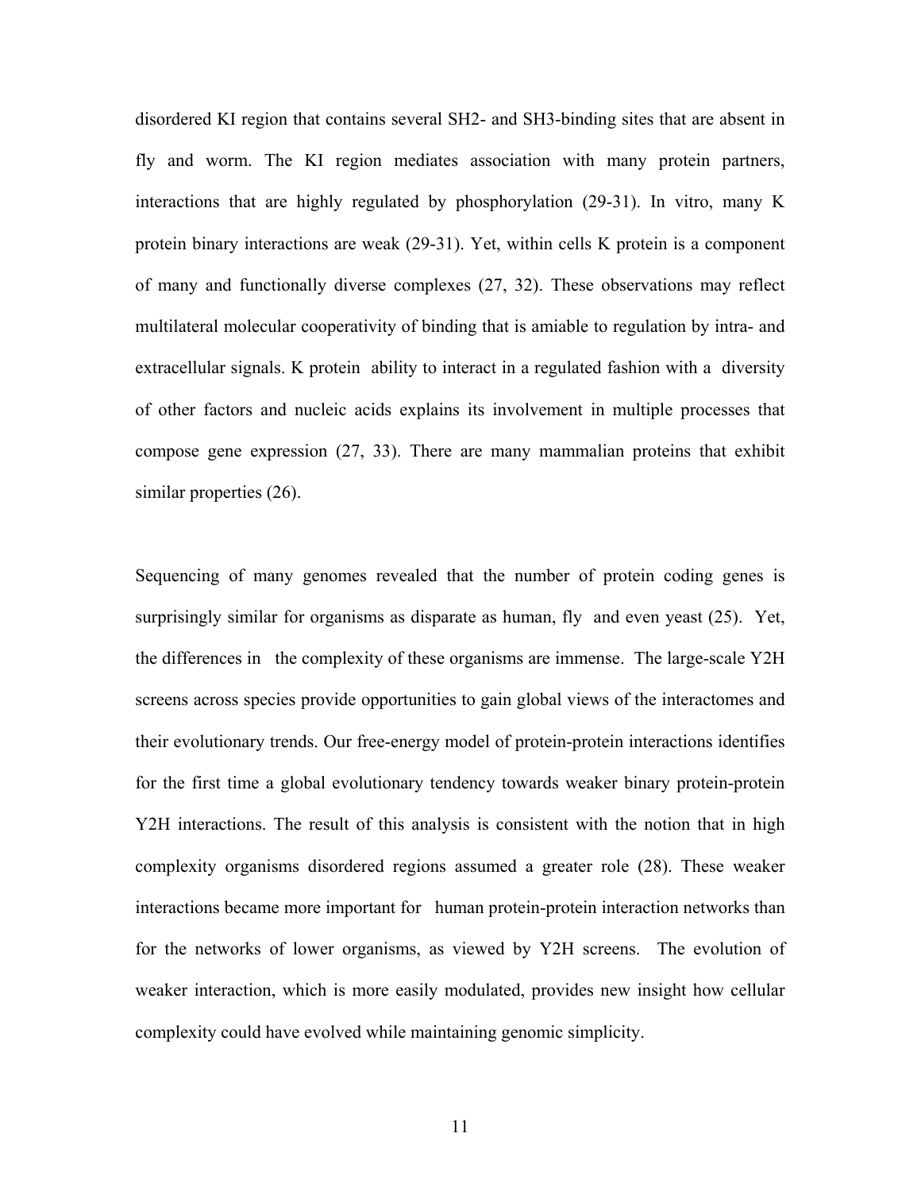disordered KI region that contains several SH2- and SH3-binding sites that are absent in fly and worm. The KI region mediates association with many protein partners, interactions that are highly regulated by phosphorylation (29-31). In vitro, many K protein binary interactions are weak (29-31). Yet, within cells K protein is a component of many and functionally diverse complexes (27, 32). These observations may reflect multilateral molecular cooperativity of binding that is amiable to regulation by intra- and extracellular signals. K protein ability to interact in a regulated fashion with a diversity of other factors and nucleic acids explains its involvement in multiple processes that compose gene expression (27, 33). There are many mammalian proteins that exhibit similar properties (26).

Sequencing of many genomes revealed that the number of protein coding genes is surprisingly similar for organisms as disparate as human, fly and even yeast (25). Yet, the differences in the complexity of these organisms are immense. The large-scale Y2H screens across species provide opportunities to gain global views of the interactomes and their evolutionary trends. Our free-energy model of protein-protein interactions identifies for the first time a global evolutionary tendency towards weaker binary protein-protein Y2H interactions. The result of this analysis is consistent with the notion that in high complexity organisms disordered regions assumed a greater role (28). These weaker interactions became more important for human protein-protein interaction networks than for the networks of lower organisms, as viewed by Y2H screens. The evolution of weaker interaction, which is more easily modulated, provides new insight how cellular complexity could have evolved while maintaining genomic simplicity.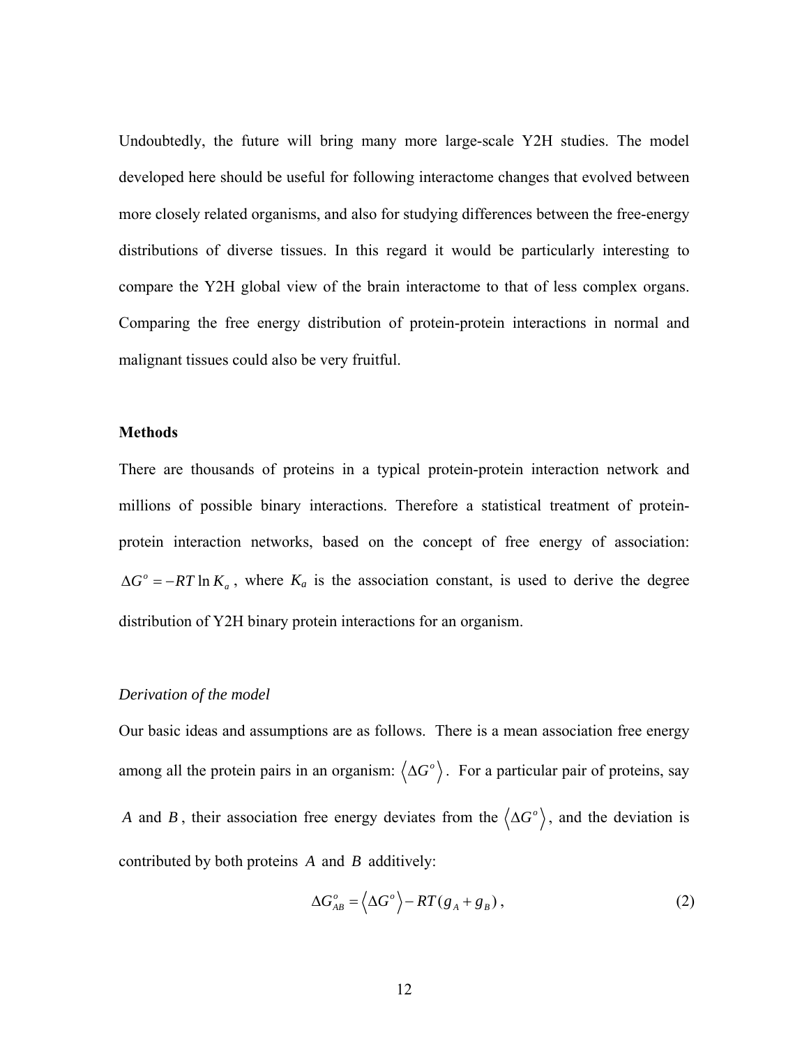Undoubtedly, the future will bring many more large-scale Y2H studies. The model developed here should be useful for following interactome changes that evolved between more closely related organisms, and also for studying differences between the free-energy distributions of diverse tissues. In this regard it would be particularly interesting to compare the Y2H global view of the brain interactome to that of less complex organs. Comparing the free energy distribution of protein-protein interactions in normal and malignant tissues could also be very fruitful.

## Methods

There are thousands of proteins in a typical protein-protein interaction network and millions of possible binary interactions. Therefore a statistical treatment of protein-protein interaction networks, based on the concept of free energy of association: $\Delta G^o = -RT \ln K_a$, where $K_a$ is the association constant, is used to derive the degree distribution of Y2H binary protein interactions for an organism.

### *Derivation of the model*

Our basic ideas and assumptions are as follows. There is a mean association free energy among all the protein pairs in an organism: $\left\langle \Delta G^o \right\rangle$. For a particular pair of proteins, say $A$ and $B$, their association free energy deviates from the $\left\langle \Delta G^o \right\rangle$, and the deviation is contributed by both proteins $A$ and $B$ additively:

$$\Delta G^o_{AB} = \left\langle \Delta G^o \right\rangle - RT(g_A + g_B)\,, \tag{2}$$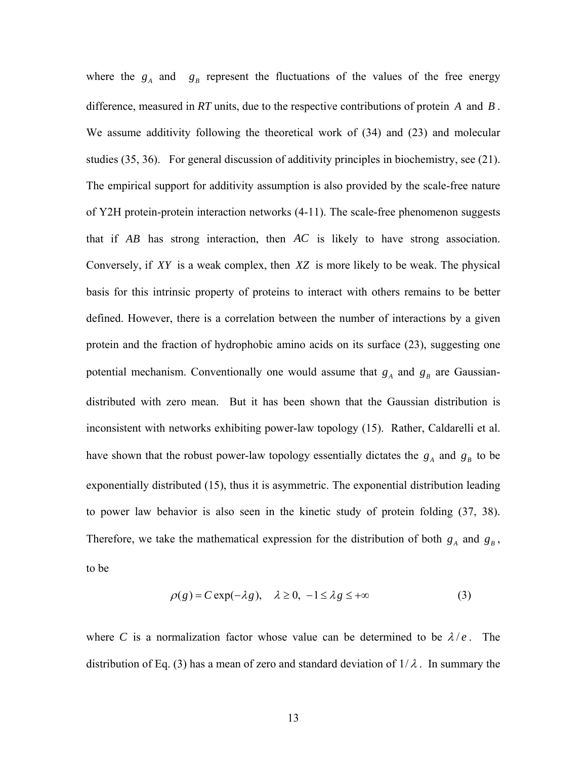where the $g_A$ and $g_B$ represent the fluctuations of the values of the free energy difference, measured in *RT* units, due to the respective contributions of protein $A$ and $B$. We assume additivity following the theoretical work of (34) and (23) and molecular studies (35, 36). For general discussion of additivity principles in biochemistry, see (21). The empirical support for additivity assumption is also provided by the scale-free nature of Y2H protein-protein interaction networks (4-11). The scale-free phenomenon suggests that if $AB$ has strong interaction, then $AC$ is likely to have strong association. Conversely, if $XY$ is a weak complex, then $XZ$ is more likely to be weak. The physical basis for this intrinsic property of proteins to interact with others remains to be better defined. However, there is a correlation between the number of interactions by a given protein and the fraction of hydrophobic amino acids on its surface (23), suggesting one potential mechanism. Conventionally one would assume that $g_A$ and $g_B$ are Gaussian-distributed with zero mean. But it has been shown that the Gaussian distribution is inconsistent with networks exhibiting power-law topology (15). Rather, Caldarelli et al. have shown that the robust power-law topology essentially dictates the $g_A$ and $g_B$ to be exponentially distributed (15), thus it is asymmetric. The exponential distribution leading to power law behavior is also seen in the kinetic study of protein folding (37, 38). Therefore, we take the mathematical expression for the distribution of both $g_A$ and $g_B$, to be

$$\rho(g) = C\exp(-\lambda g), \quad \lambda \geq 0, \ -1 \leq \lambda g \leq +\infty \tag{3}$$

where $C$ is a normalization factor whose value can be determined to be $\lambda / e$. The distribution of Eq. (3) has a mean of zero and standard deviation of $1/\lambda$. In summary the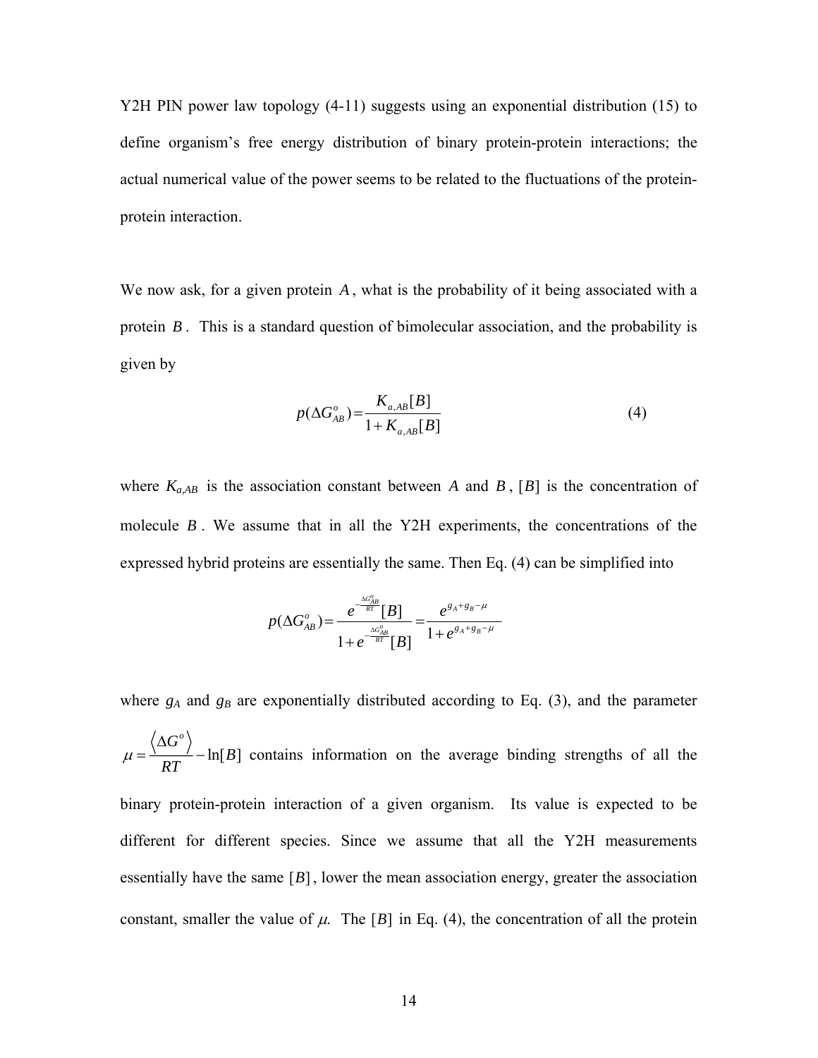Y2H PIN power law topology (4-11) suggests using an exponential distribution (15) to define organism's free energy distribution of binary protein-protein interactions; the actual numerical value of the power seems to be related to the fluctuations of the protein-protein interaction.

We now ask, for a given protein $A$, what is the probability of it being associated with a protein $B$. This is a standard question of bimolecular association, and the probability is given by

$$p(\Delta G_{AB}^{o}) = \frac{K_{a,AB}[B]}{1 + K_{a,AB}[B]} \tag{4}$$

where $K_{a,AB}$ is the association constant between $A$ and $B$, $[B]$ is the concentration of molecule $B$. We assume that in all the Y2H experiments, the concentrations of the expressed hybrid proteins are essentially the same. Then Eq. (4) can be simplified into

$$p(\Delta G_{AB}^{o}) = \frac{e^{-\frac{\Delta G_{AB}^{o}}{RT}}[B]}{1 + e^{-\frac{\Delta G_{AB}^{o}}{RT}}[B]} = \frac{e^{g_A + g_B - \mu}}{1 + e^{g_A + g_B - \mu}}$$

where $g_A$ and $g_B$ are exponentially distributed according to Eq. (3), and the parameter $\mu = \frac{\langle \Delta G^{o} \rangle}{RT} - \ln[B]$ contains information on the average binding strengths of all the binary protein-protein interaction of a given organism. Its value is expected to be different for different species. Since we assume that all the Y2H measurements essentially have the same $[B]$, lower the mean association energy, greater the association constant, smaller the value of $\mu$. The $[B]$ in Eq. (4), the concentration of all the protein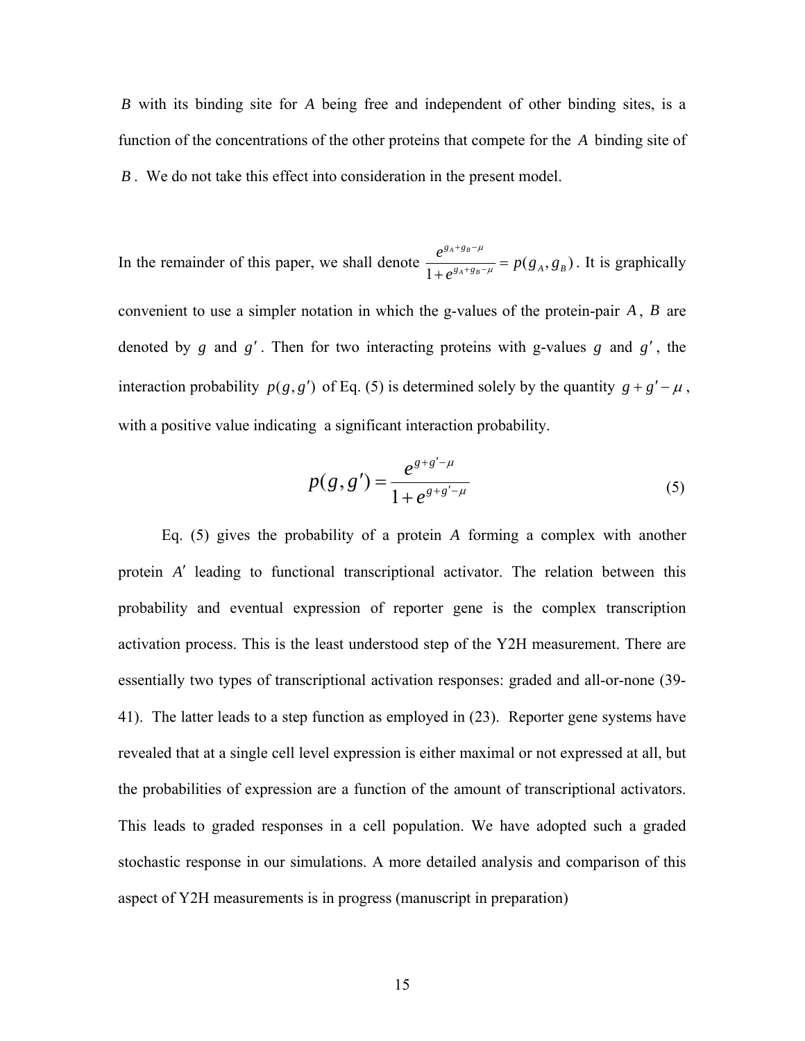$B$ with its binding site for $A$ being free and independent of other binding sites, is a function of the concentrations of the other proteins that compete for the $A$ binding site of $B$. We do not take this effect into consideration in the present model.

In the remainder of this paper, we shall denote $\frac{e^{g_A+g_B-\mu}}{1+e^{g_A+g_B-\mu}} = p(g_A, g_B)$. It is graphically convenient to use a simpler notation in which the g-values of the protein-pair $A$, $B$ are denoted by $g$ and $g'$. Then for two interacting proteins with g-values $g$ and $g'$, the interaction probability $p(g, g')$ of Eq. (5) is determined solely by the quantity $g + g' - \mu$, with a positive value indicating a significant interaction probability.

$$p(g, g') = \frac{e^{g+g'-\mu}}{1+e^{g+g'-\mu}} \tag{5}$$

Eq. (5) gives the probability of a protein $A$ forming a complex with another protein $A'$ leading to functional transcriptional activator. The relation between this probability and eventual expression of reporter gene is the complex transcription activation process. This is the least understood step of the Y2H measurement. There are essentially two types of transcriptional activation responses: graded and all-or-none (39-41). The latter leads to a step function as employed in (23). Reporter gene systems have revealed that at a single cell level expression is either maximal or not expressed at all, but the probabilities of expression are a function of the amount of transcriptional activators. This leads to graded responses in a cell population. We have adopted such a graded stochastic response in our simulations. A more detailed analysis and comparison of this aspect of Y2H measurements is in progress (manuscript in preparation)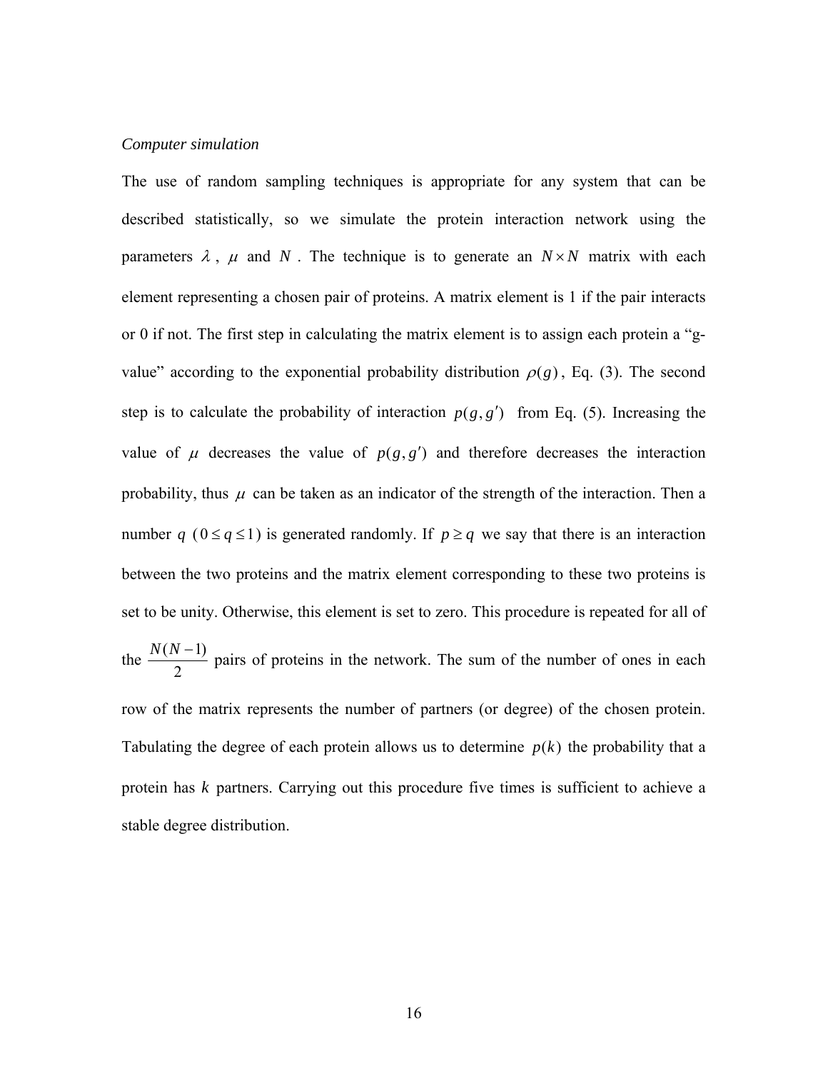*Computer simulation*

The use of random sampling techniques is appropriate for any system that can be described statistically, so we simulate the protein interaction network using the parameters $\lambda$, $\mu$ and $N$. The technique is to generate an $N \times N$ matrix with each element representing a chosen pair of proteins. A matrix element is 1 if the pair interacts or 0 if not. The first step in calculating the matrix element is to assign each protein a "g-value" according to the exponential probability distribution $\rho(g)$, Eq. (3). The second step is to calculate the probability of interaction $p(g, g')$ from Eq. (5). Increasing the value of $\mu$ decreases the value of $p(g, g')$ and therefore decreases the interaction probability, thus $\mu$ can be taken as an indicator of the strength of the interaction. Then a number $q$ ($0 \le q \le 1$) is generated randomly. If $p \ge q$ we say that there is an interaction between the two proteins and the matrix element corresponding to these two proteins is set to be unity. Otherwise, this element is set to zero. This procedure is repeated for all of the $\frac{N(N-1)}{2}$ pairs of proteins in the network. The sum of the number of ones in each row of the matrix represents the number of partners (or degree) of the chosen protein. Tabulating the degree of each protein allows us to determine $p(k)$ the probability that a protein has $k$ partners. Carrying out this procedure five times is sufficient to achieve a stable degree distribution.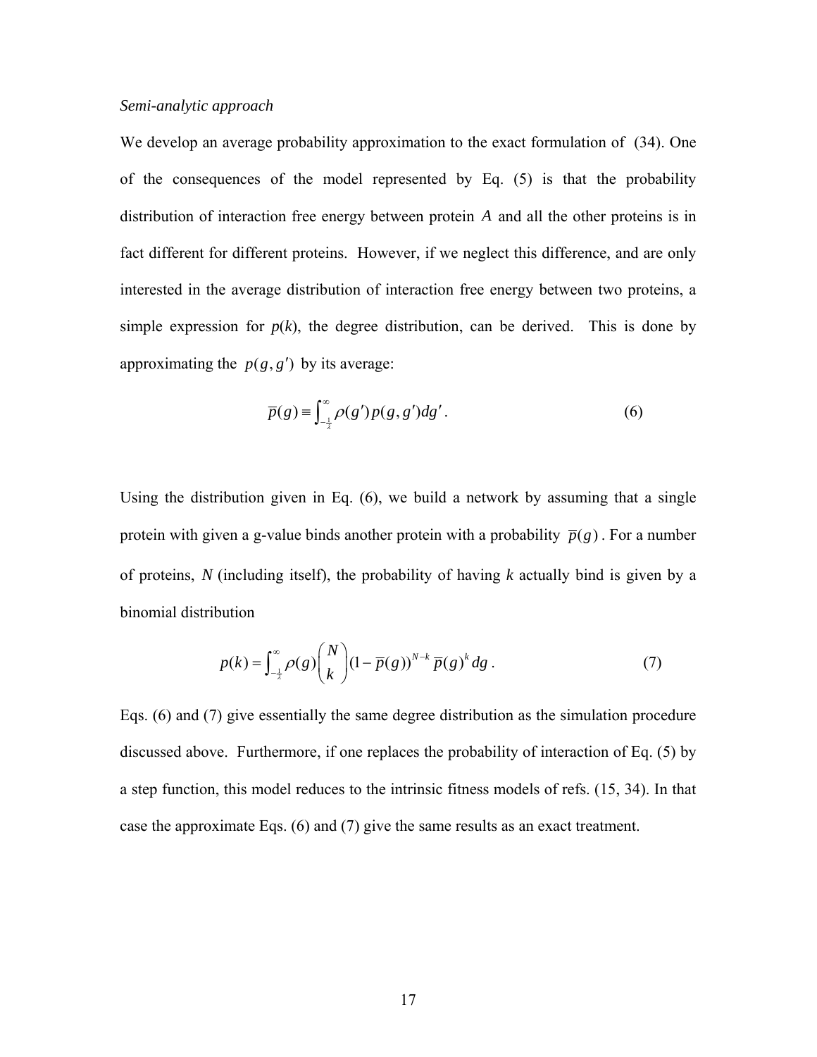*Semi-analytic approach*

We develop an average probability approximation to the exact formulation of (34). One of the consequences of the model represented by Eq. (5) is that the probability distribution of interaction free energy between protein $A$ and all the other proteins is in fact different for different proteins. However, if we neglect this difference, and are only interested in the average distribution of interaction free energy between two proteins, a simple expression for $p(k)$, the degree distribution, can be derived. This is done by approximating the $p(g, g')$ by its average:

$$\overline{p}(g) \equiv \int_{-\frac{1}{\lambda}}^{\infty} \rho(g') p(g, g') dg' . \tag{6}$$

Using the distribution given in Eq. (6), we build a network by assuming that a single protein with given a g-value binds another protein with a probability $\overline{p}(g)$. For a number of proteins, $N$ (including itself), the probability of having $k$ actually bind is given by a binomial distribution

$$p(k) = \int_{-\frac{1}{\lambda}}^{\infty} \rho(g) \binom{N}{k} (1 - \overline{p}(g))^{N-k} \, \overline{p}(g)^{k} \, dg . \tag{7}$$

Eqs. (6) and (7) give essentially the same degree distribution as the simulation procedure discussed above. Furthermore, if one replaces the probability of interaction of Eq. (5) by a step function, this model reduces to the intrinsic fitness models of refs. (15, 34). In that case the approximate Eqs. (6) and (7) give the same results as an exact treatment.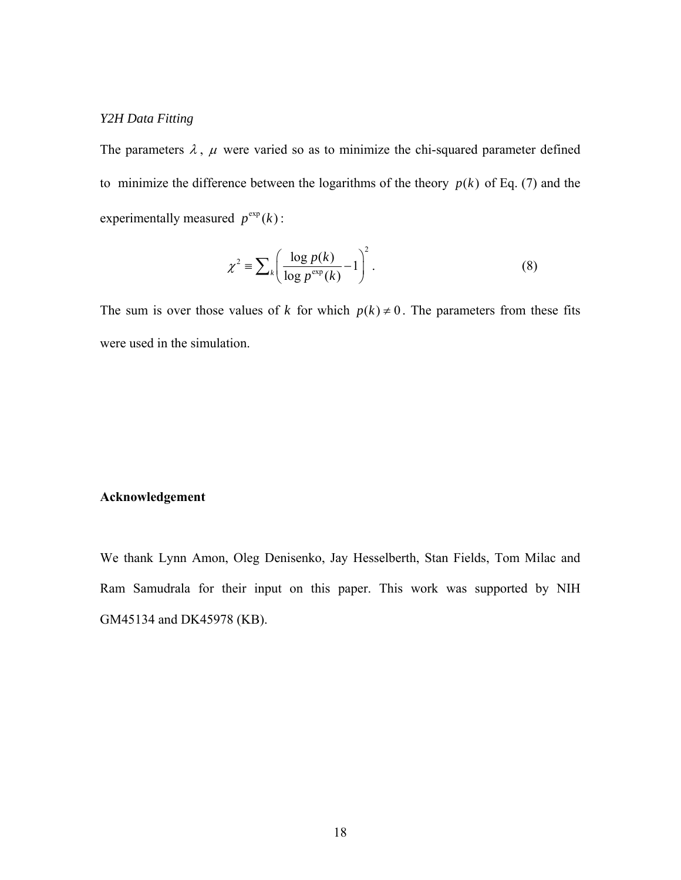*Y2H Data Fitting*

The parameters $\lambda$, $\mu$ were varied so as to minimize the chi-squared parameter defined to minimize the difference between the logarithms of the theory $p(k)$ of Eq. (7) and the experimentally measured $p^{\exp}(k)$:

$$\chi^2 \equiv \sum_k \left( \frac{\log p(k)}{\log p^{\exp}(k)} - 1 \right)^2 . \qquad (8)$$

The sum is over those values of $k$ for which $p(k) \neq 0$. The parameters from these fits were used in the simulation.

**Acknowledgement**

We thank Lynn Amon, Oleg Denisenko, Jay Hesselberth, Stan Fields, Tom Milac and Ram Samudrala for their input on this paper. This work was supported by NIH GM45134 and DK45978 (KB).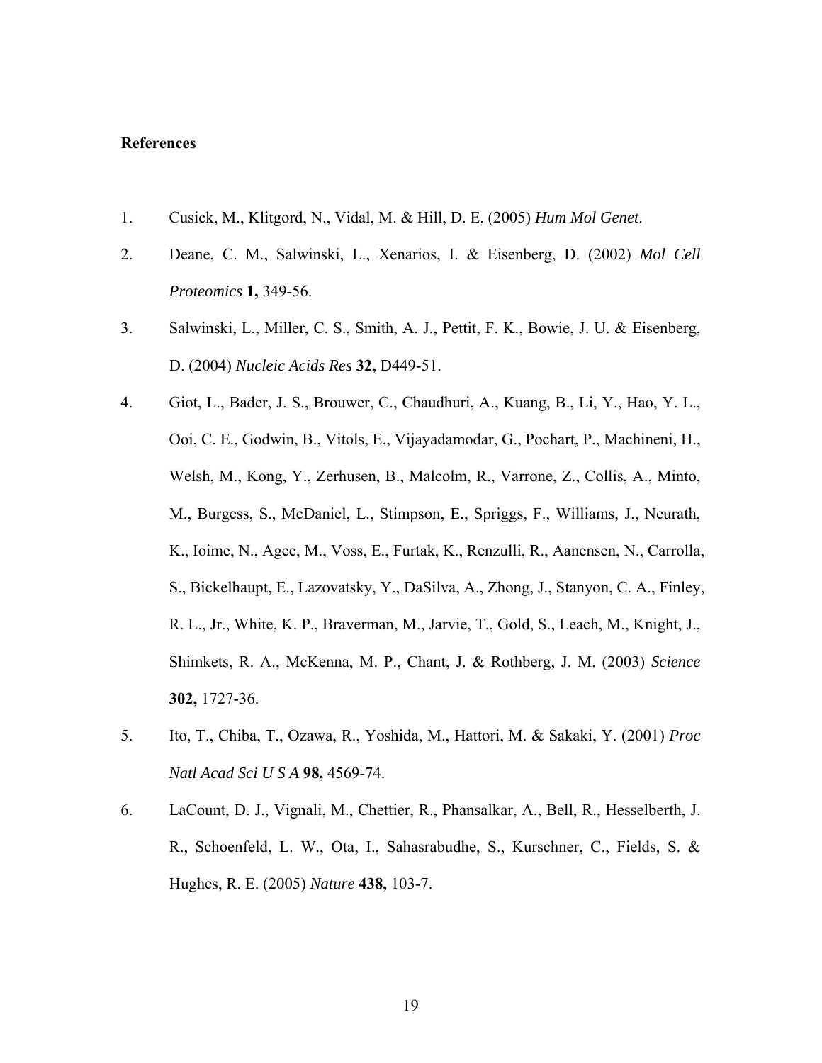## References

1. Cusick, M., Klitgord, N., Vidal, M. & Hill, D. E. (2005) *Hum Mol Genet*.
2. Deane, C. M., Salwinski, L., Xenarios, I. & Eisenberg, D. (2002) *Mol Cell Proteomics* **1,** 349-56.
3. Salwinski, L., Miller, C. S., Smith, A. J., Pettit, F. K., Bowie, J. U. & Eisenberg, D. (2004) *Nucleic Acids Res* **32,** D449-51.
4. Giot, L., Bader, J. S., Brouwer, C., Chaudhuri, A., Kuang, B., Li, Y., Hao, Y. L., Ooi, C. E., Godwin, B., Vitols, E., Vijayadamodar, G., Pochart, P., Machineni, H., Welsh, M., Kong, Y., Zerhusen, B., Malcolm, R., Varrone, Z., Collis, A., Minto, M., Burgess, S., McDaniel, L., Stimpson, E., Spriggs, F., Williams, J., Neurath, K., Ioime, N., Agee, M., Voss, E., Furtak, K., Renzulli, R., Aanensen, N., Carrolla, S., Bickelhaupt, E., Lazovatsky, Y., DaSilva, A., Zhong, J., Stanyon, C. A., Finley, R. L., Jr., White, K. P., Braverman, M., Jarvie, T., Gold, S., Leach, M., Knight, J., Shimkets, R. A., McKenna, M. P., Chant, J. & Rothberg, J. M. (2003) *Science* **302,** 1727-36.
5. Ito, T., Chiba, T., Ozawa, R., Yoshida, M., Hattori, M. & Sakaki, Y. (2001) *Proc Natl Acad Sci U S A* **98,** 4569-74.
6. LaCount, D. J., Vignali, M., Chettier, R., Phansalkar, A., Bell, R., Hesselberth, J. R., Schoenfeld, L. W., Ota, I., Sahasrabudhe, S., Kurschner, C., Fields, S. & Hughes, R. E. (2005) *Nature* **438,** 103-7.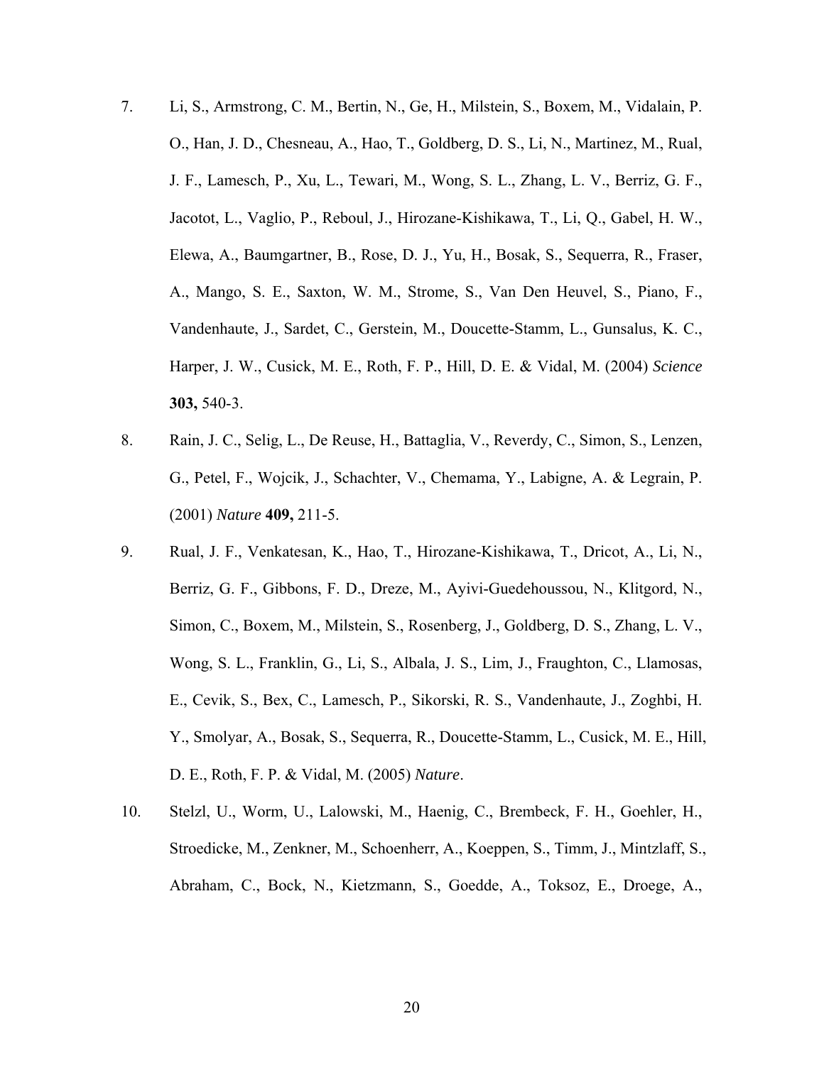7. Li, S., Armstrong, C. M., Bertin, N., Ge, H., Milstein, S., Boxem, M., Vidalain, P. O., Han, J. D., Chesneau, A., Hao, T., Goldberg, D. S., Li, N., Martinez, M., Rual, J. F., Lamesch, P., Xu, L., Tewari, M., Wong, S. L., Zhang, L. V., Berriz, G. F., Jacotot, L., Vaglio, P., Reboul, J., Hirozane-Kishikawa, T., Li, Q., Gabel, H. W., Elewa, A., Baumgartner, B., Rose, D. J., Yu, H., Bosak, S., Sequerra, R., Fraser, A., Mango, S. E., Saxton, W. M., Strome, S., Van Den Heuvel, S., Piano, F., Vandenhaute, J., Sardet, C., Gerstein, M., Doucette-Stamm, L., Gunsalus, K. C., Harper, J. W., Cusick, M. E., Roth, F. P., Hill, D. E. & Vidal, M. (2004) *Science* **303,** 540-3.

8. Rain, J. C., Selig, L., De Reuse, H., Battaglia, V., Reverdy, C., Simon, S., Lenzen, G., Petel, F., Wojcik, J., Schachter, V., Chemama, Y., Labigne, A. & Legrain, P. (2001) *Nature* **409,** 211-5.

9. Rual, J. F., Venkatesan, K., Hao, T., Hirozane-Kishikawa, T., Dricot, A., Li, N., Berriz, G. F., Gibbons, F. D., Dreze, M., Ayivi-Guedehoussou, N., Klitgord, N., Simon, C., Boxem, M., Milstein, S., Rosenberg, J., Goldberg, D. S., Zhang, L. V., Wong, S. L., Franklin, G., Li, S., Albala, J. S., Lim, J., Fraughton, C., Llamosas, E., Cevik, S., Bex, C., Lamesch, P., Sikorski, R. S., Vandenhaute, J., Zoghbi, H. Y., Smolyar, A., Bosak, S., Sequerra, R., Doucette-Stamm, L., Cusick, M. E., Hill, D. E., Roth, F. P. & Vidal, M. (2005) *Nature*.

10. Stelzl, U., Worm, U., Lalowski, M., Haenig, C., Brembeck, F. H., Goehler, H., Stroedicke, M., Zenkner, M., Schoenherr, A., Koeppen, S., Timm, J., Mintzlaff, S., Abraham, C., Bock, N., Kietzmann, S., Goedde, A., Toksoz, E., Droege, A.,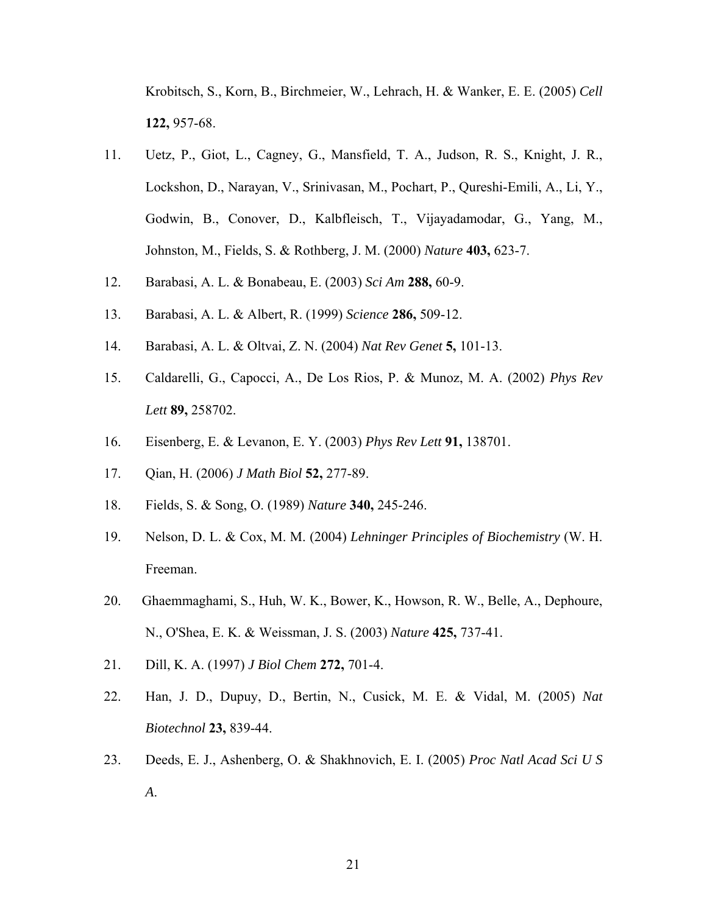Krobitsch, S., Korn, B., Birchmeier, W., Lehrach, H. & Wanker, E. E. (2005) *Cell* **122,** 957-68.

11. Uetz, P., Giot, L., Cagney, G., Mansfield, T. A., Judson, R. S., Knight, J. R., Lockshon, D., Narayan, V., Srinivasan, M., Pochart, P., Qureshi-Emili, A., Li, Y., Godwin, B., Conover, D., Kalbfleisch, T., Vijayadamodar, G., Yang, M., Johnston, M., Fields, S. & Rothberg, J. M. (2000) *Nature* **403,** 623-7.
12. Barabasi, A. L. & Bonabeau, E. (2003) *Sci Am* **288,** 60-9.
13. Barabasi, A. L. & Albert, R. (1999) *Science* **286,** 509-12.
14. Barabasi, A. L. & Oltvai, Z. N. (2004) *Nat Rev Genet* **5,** 101-13.
15. Caldarelli, G., Capocci, A., De Los Rios, P. & Munoz, M. A. (2002) *Phys Rev Lett* **89,** 258702.
16. Eisenberg, E. & Levanon, E. Y. (2003) *Phys Rev Lett* **91,** 138701.
17. Qian, H. (2006) *J Math Biol* **52,** 277-89.
18. Fields, S. & Song, O. (1989) *Nature* **340,** 245-246.
19. Nelson, D. L. & Cox, M. M. (2004) *Lehninger Principles of Biochemistry* (W. H. Freeman.
20. Ghaemmaghami, S., Huh, W. K., Bower, K., Howson, R. W., Belle, A., Dephoure, N., O'Shea, E. K. & Weissman, J. S. (2003) *Nature* **425,** 737-41.
21. Dill, K. A. (1997) *J Biol Chem* **272,** 701-4.
22. Han, J. D., Dupuy, D., Bertin, N., Cusick, M. E. & Vidal, M. (2005) *Nat Biotechnol* **23,** 839-44.
23. Deeds, E. J., Ashenberg, O. & Shakhnovich, E. I. (2005) *Proc Natl Acad Sci U S A*.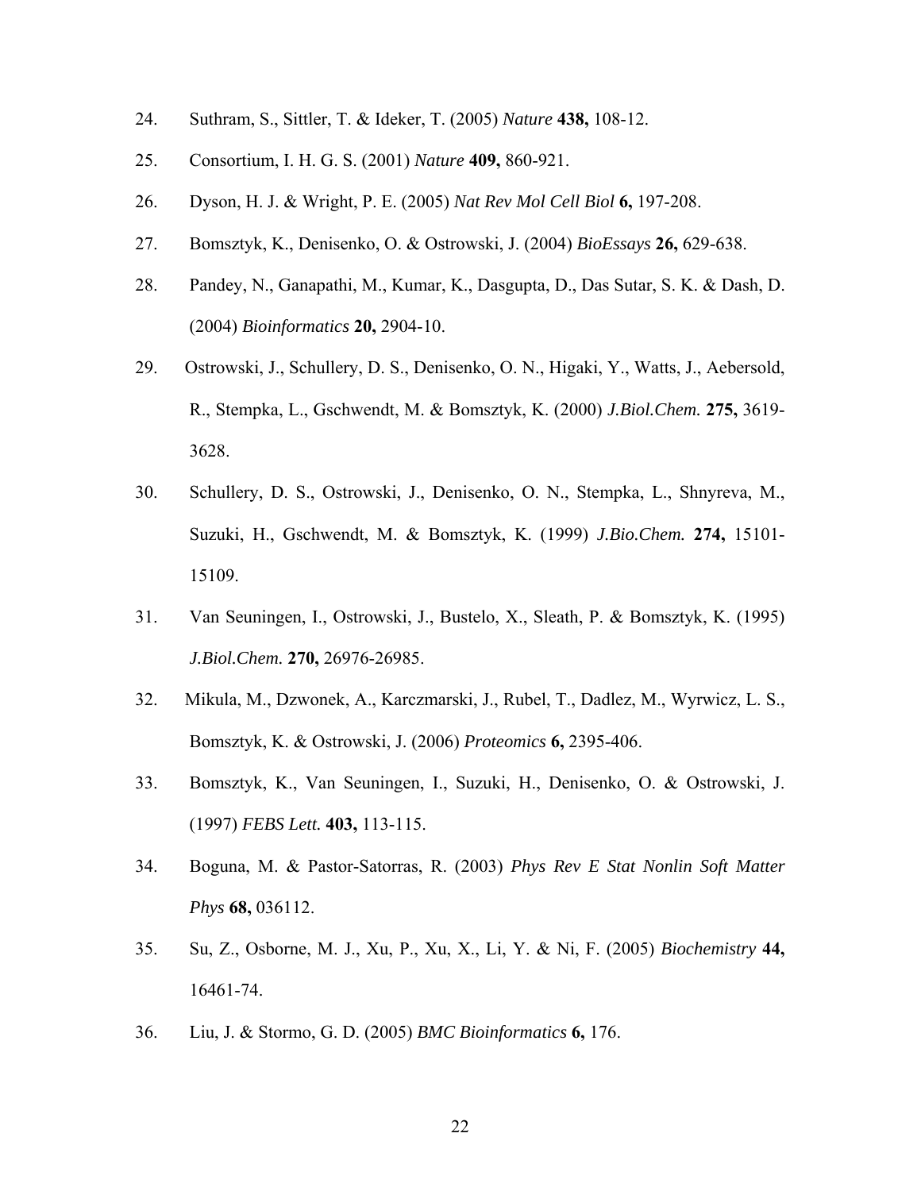24. Suthram, S., Sittler, T. & Ideker, T. (2005) *Nature* **438,** 108-12.

25. Consortium, I. H. G. S. (2001) *Nature* **409,** 860-921.

26. Dyson, H. J. & Wright, P. E. (2005) *Nat Rev Mol Cell Biol* **6,** 197-208.

27. Bomsztyk, K., Denisenko, O. & Ostrowski, J. (2004) *BioEssays* **26,** 629-638.

28. Pandey, N., Ganapathi, M., Kumar, K., Dasgupta, D., Das Sutar, S. K. & Dash, D. (2004) *Bioinformatics* **20,** 2904-10.

29. Ostrowski, J., Schullery, D. S., Denisenko, O. N., Higaki, Y., Watts, J., Aebersold, R., Stempka, L., Gschwendt, M. & Bomsztyk, K. (2000) *J.Biol.Chem.* **275,** 3619-3628.

30. Schullery, D. S., Ostrowski, J., Denisenko, O. N., Stempka, L., Shnyreva, M., Suzuki, H., Gschwendt, M. & Bomsztyk, K. (1999) *J.Bio.Chem.* **274,** 15101-15109.

31. Van Seuningen, I., Ostrowski, J., Bustelo, X., Sleath, P. & Bomsztyk, K. (1995) *J.Biol.Chem.* **270,** 26976-26985.

32. Mikula, M., Dzwonek, A., Karczmarski, J., Rubel, T., Dadlez, M., Wyrwicz, L. S., Bomsztyk, K. & Ostrowski, J. (2006) *Proteomics* **6,** 2395-406.

33. Bomsztyk, K., Van Seuningen, I., Suzuki, H., Denisenko, O. & Ostrowski, J. (1997) *FEBS Lett.* **403,** 113-115.

34. Boguna, M. & Pastor-Satorras, R. (2003) *Phys Rev E Stat Nonlin Soft Matter Phys* **68,** 036112.

35. Su, Z., Osborne, M. J., Xu, P., Xu, X., Li, Y. & Ni, F. (2005) *Biochemistry* **44,** 16461-74.

36. Liu, J. & Stormo, G. D. (2005) *BMC Bioinformatics* **6,** 176.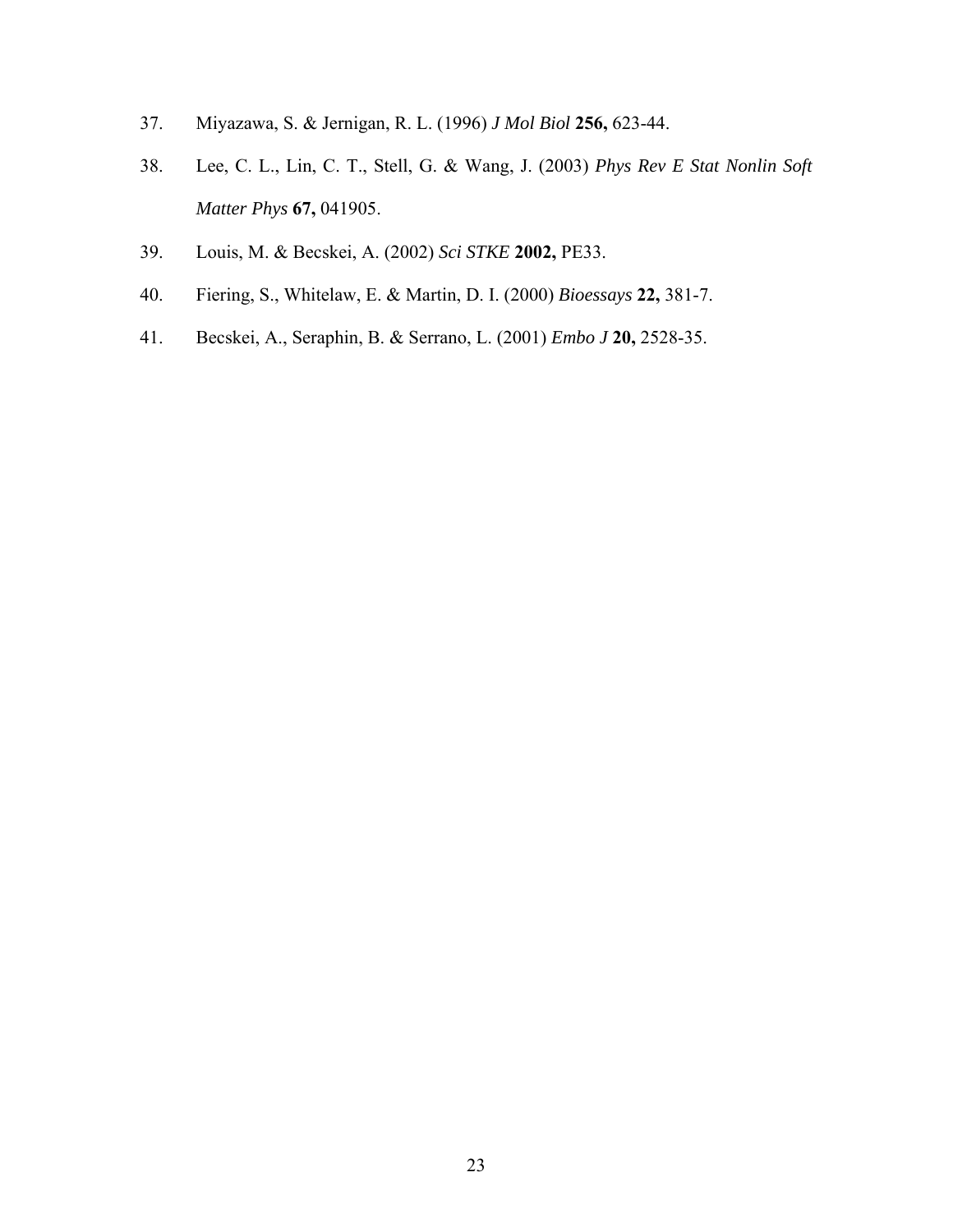37. Miyazawa, S. & Jernigan, R. L. (1996) *J Mol Biol* **256,** 623-44.
38. Lee, C. L., Lin, C. T., Stell, G. & Wang, J. (2003) *Phys Rev E Stat Nonlin Soft Matter Phys* **67,** 041905.
39. Louis, M. & Becskei, A. (2002) *Sci STKE* **2002,** PE33.
40. Fiering, S., Whitelaw, E. & Martin, D. I. (2000) *Bioessays* **22,** 381-7.
41. Becskei, A., Seraphin, B. & Serrano, L. (2001) *Embo J* **20,** 2528-35.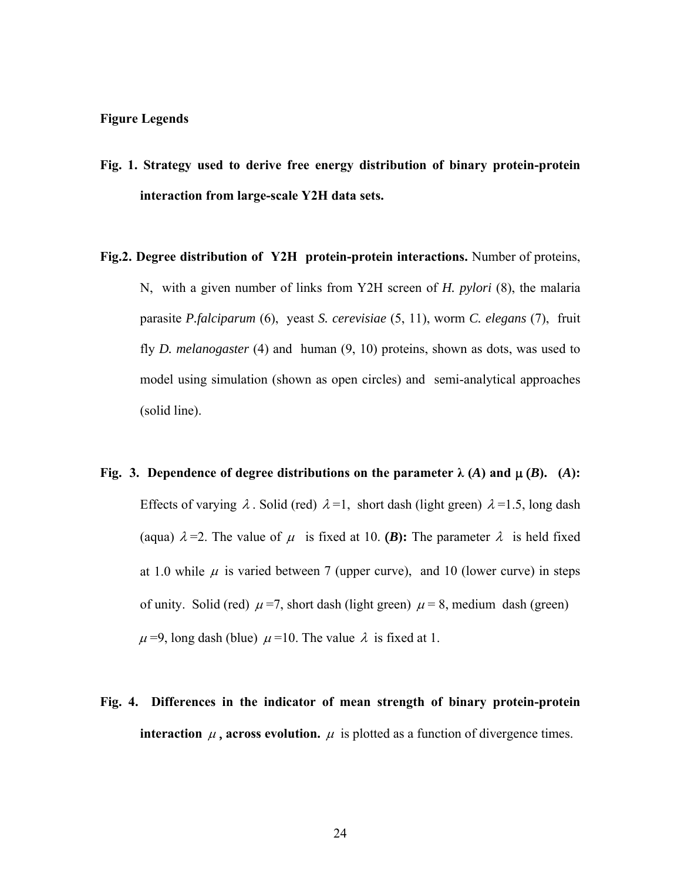## Figure Legends

**Fig. 1. Strategy used to derive free energy distribution of binary protein-protein interaction from large-scale Y2H data sets.**

**Fig.2. Degree distribution of Y2H protein-protein interactions.** Number of proteins, N, with a given number of links from Y2H screen of *H. pylori* (8), the malaria parasite *P.falciparum* (6), yeast *S. cerevisiae* (5, 11), worm *C. elegans* (7), fruit fly *D. melanogaster* (4) and human (9, 10) proteins, shown as dots, was used to model using simulation (shown as open circles) and semi-analytical approaches (solid line).

**Fig. 3. Dependence of degree distributions on the parameter $\lambda$ (*A*) and $\mu$ (*B*). (*A*):** Effects of varying $\lambda$. Solid (red) $\lambda$=1, short dash (light green) $\lambda$=1.5, long dash (aqua) $\lambda$=2. The value of $\mu$ is fixed at 10. **(*B*):** The parameter $\lambda$ is held fixed at 1.0 while $\mu$ is varied between 7 (upper curve), and 10 (lower curve) in steps of unity. Solid (red) $\mu$=7, short dash (light green) $\mu$ = 8, medium dash (green) $\mu$=9, long dash (blue) $\mu$=10. The value $\lambda$ is fixed at 1.

**Fig. 4. Differences in the indicator of mean strength of binary protein-protein interaction $\mu$, across evolution.** $\mu$ is plotted as a function of divergence times.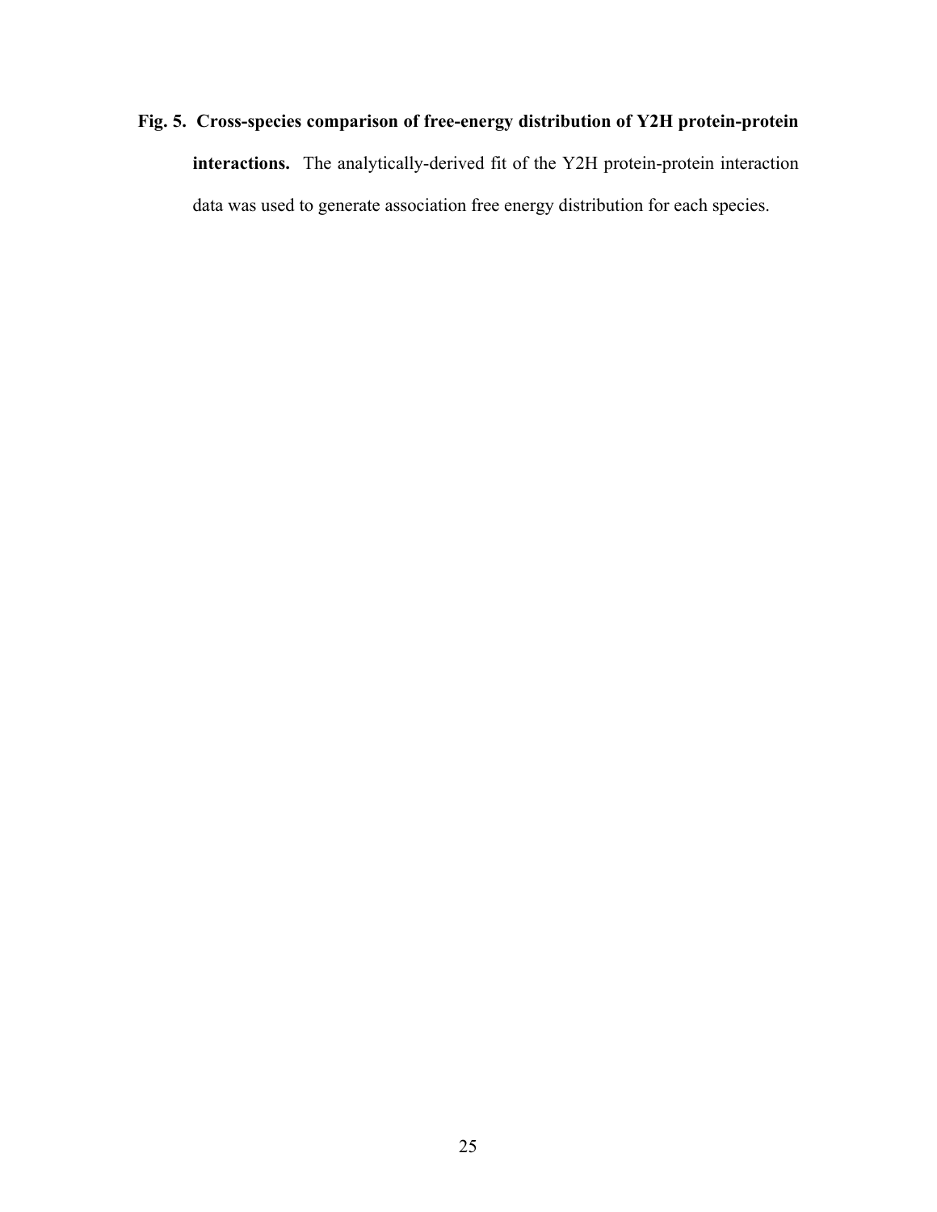**Fig. 5. Cross-species comparison of free-energy distribution of Y2H protein-protein interactions.** The analytically-derived fit of the Y2H protein-protein interaction data was used to generate association free energy distribution for each species.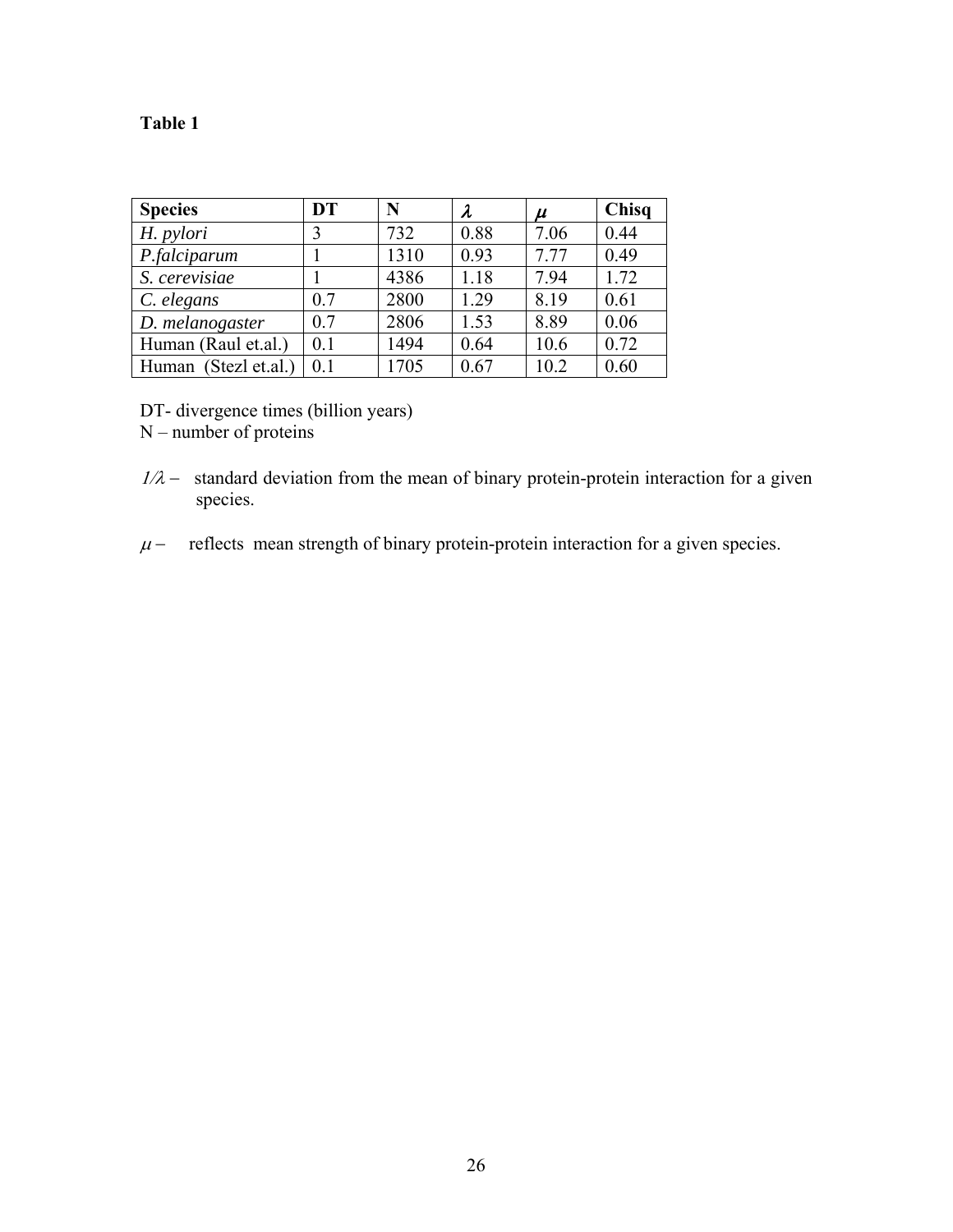**Table 1**

| **Species** | **DT** | **N** | $\lambda$ | $\mu$ | **Chisq** |
|---|---|---|---|---|---|
| *H. pylori* | 3 | 732 | 0.88 | 7.06 | 0.44 |
| *P.falciparum* | 1 | 1310 | 0.93 | 7.77 | 0.49 |
| *S. cerevisiae* | 1 | 4386 | 1.18 | 7.94 | 1.72 |
| *C. elegans* | 0.7 | 2800 | 1.29 | 8.19 | 0.61 |
| *D. melanogaster* | 0.7 | 2806 | 1.53 | 8.89 | 0.06 |
| Human (Raul et.al.) | 0.1 | 1494 | 0.64 | 10.6 | 0.72 |
| Human (Stezl et.al.) | 0.1 | 1705 | 0.67 | 10.2 | 0.60 |

DT- divergence times (billion years)
N – number of proteins

$1/\lambda$ – standard deviation from the mean of binary protein-protein interaction for a given species.

$\mu$ – reflects mean strength of binary protein-protein interaction for a given species.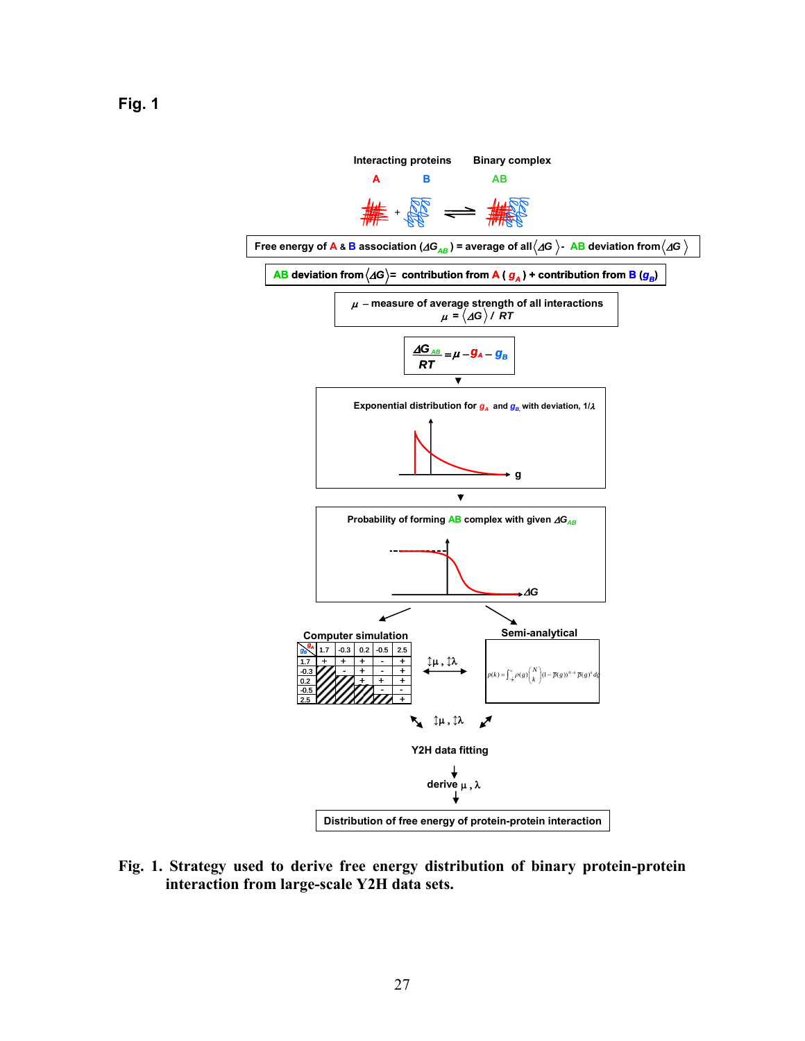# Fig. 1

Interacting proteins A B — Binary complex AB

Free energy of A & B association ($\Delta G_{AB}$) = average of all $\langle \Delta G \rangle$ - AB deviation from $\langle \Delta G \rangle$

AB deviation from $\langle \Delta G \rangle$ = contribution from A ( $g_A$ ) + contribution from B ($g_B$)

$\mu$ – measure of average strength of all interactions
$\mu = \langle \Delta G \rangle / RT$

$$\frac{\Delta G_{AB}}{RT} = \mu - g_A - g_B$$

Exponential distribution for $g_A$ and $g_B$ with deviation, $1/\lambda$

Probability of forming AB complex with given $\Delta G_{AB}$

Computer simulation

| $g_B$ \ $g_A$ | 1.7 | -0.3 | 0.2 | -0.5 | 2.5 |
|---|---|---|---|---|---|
| 1.7 | + | + | + | - | + |
| -0.3 | | - | + | - | + |
| 0.2 | | | + | + | + |
| -0.5 | | | | - | - |
| 2.5 | | | | | + |

$\updownarrow\mu, \updownarrow\lambda$

Semi-analytical

$$p(k) = \int_{-\infty}^{\infty} \rho(g) \binom{N}{k} (1-\overline{p}(g))^{N-k} \overline{p}(g)^k dg$$

$\updownarrow\mu, \updownarrow\lambda$

Y2H data fitting

derive $\mu, \lambda$

Distribution of free energy of protein-protein interaction

**Fig. 1. Strategy used to derive free energy distribution of binary protein-protein interaction from large-scale Y2H data sets.**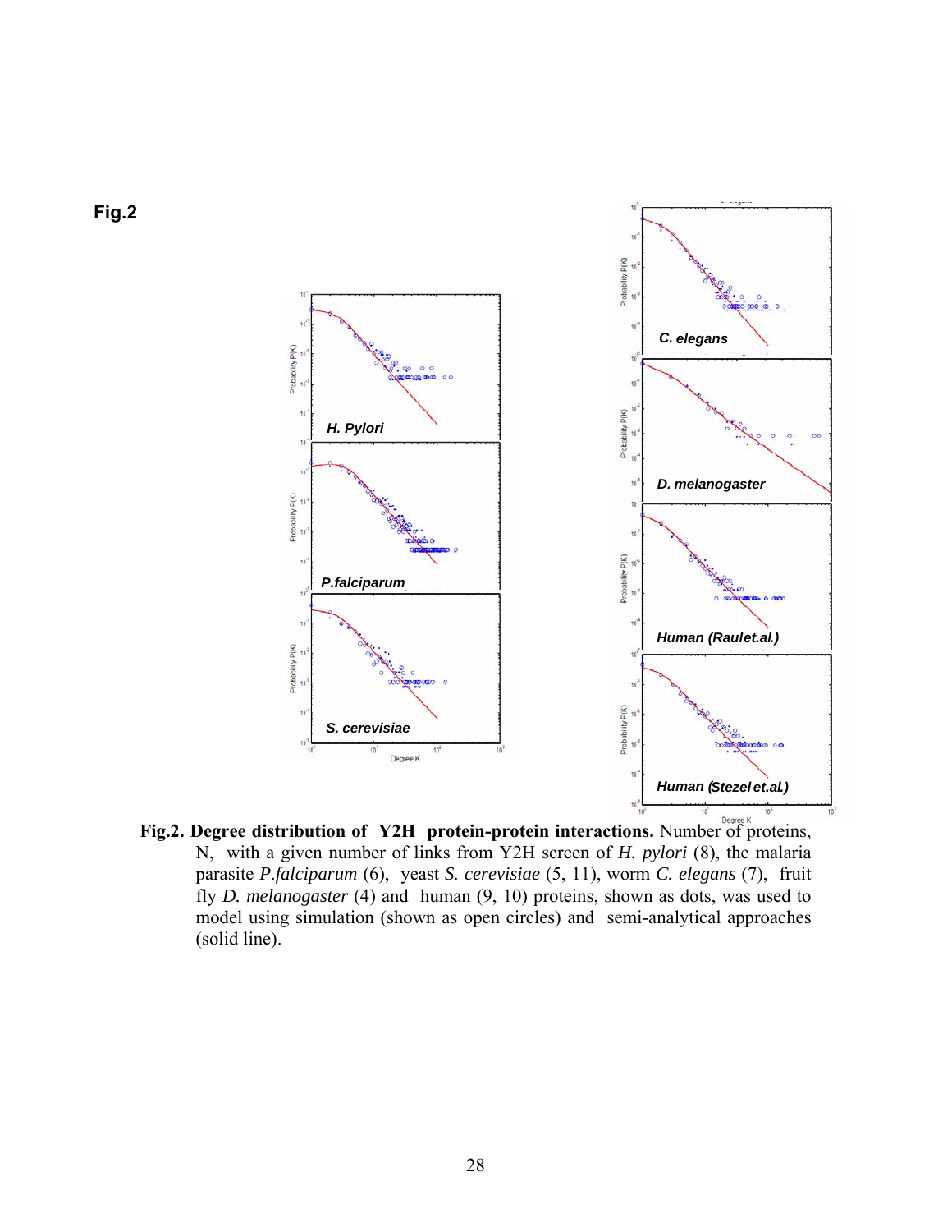Fig.2

**Fig.2. Degree distribution of Y2H protein-protein interactions.** Number of proteins, N, with a given number of links from Y2H screen of *H. pylori* (8), the malaria parasite *P.falciparum* (6), yeast *S. cerevisiae* (5, 11), worm *C. elegans* (7), fruit fly *D. melanogaster* (4) and human (9, 10) proteins, shown as dots, was used to model using simulation (shown as open circles) and semi-analytical approaches (solid line).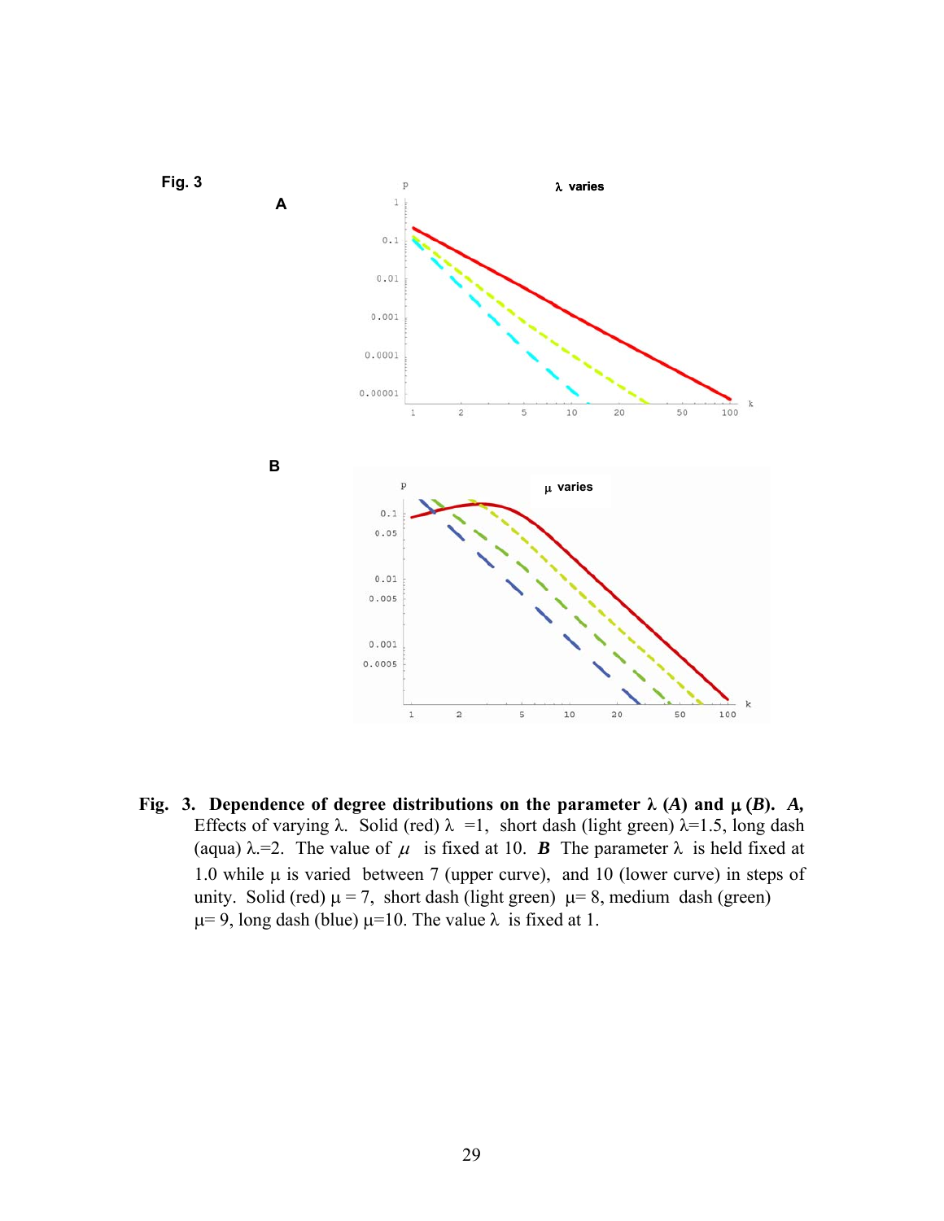Fig. 3

A

B

**Fig. 3. Dependence of degree distributions on the parameter λ (*A*) and μ (*B*).** ***A,*** Effects of varying λ. Solid (red) λ =1, short dash (light green) λ=1.5, long dash (aqua) λ.=2. The value of $\mu$ is fixed at 10. ***B*** The parameter λ is held fixed at 1.0 while μ is varied between 7 (upper curve), and 10 (lower curve) in steps of unity. Solid (red) μ = 7, short dash (light green) μ= 8, medium dash (green) μ= 9, long dash (blue) μ=10. The value λ is fixed at 1.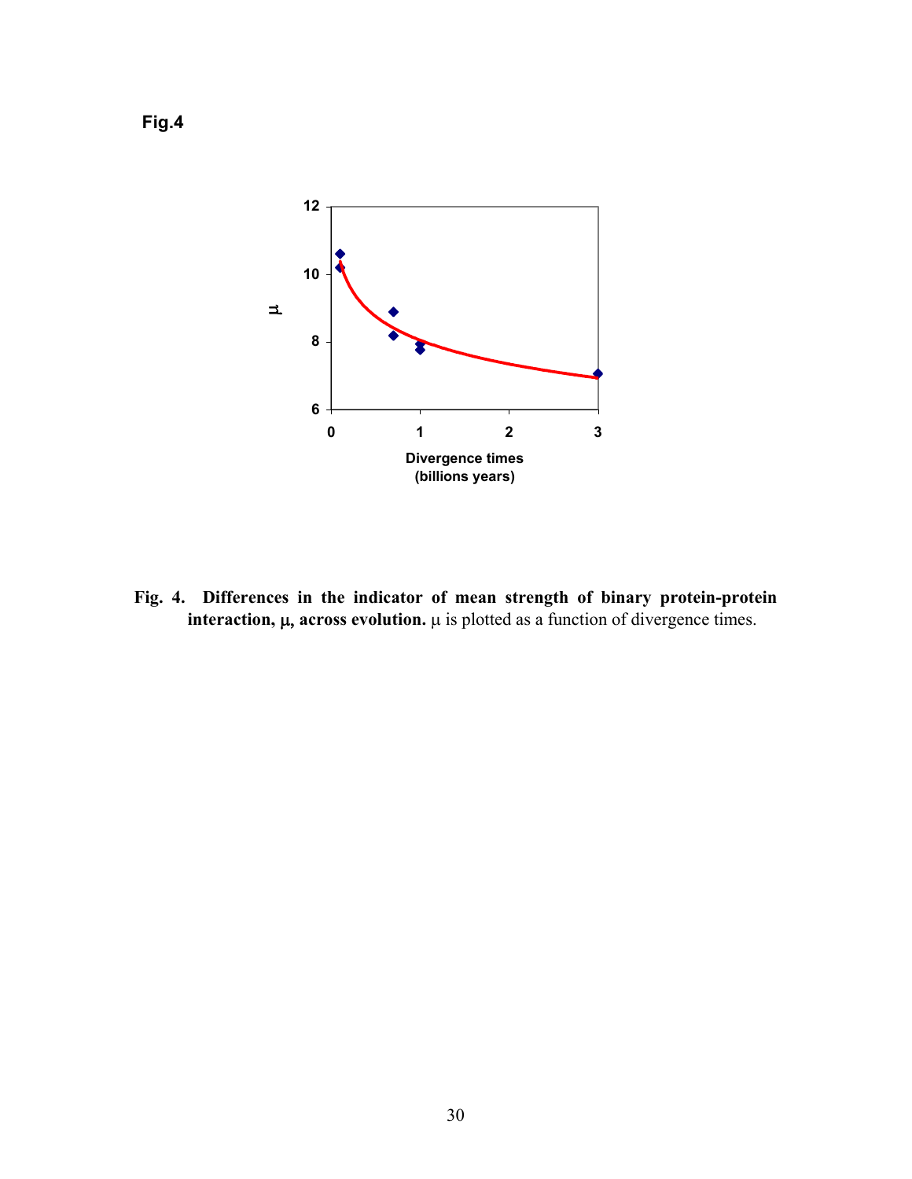**Fig.4**

**Fig. 4. Differences in the indicator of mean strength of binary protein-protein interaction, μ, across evolution.** μ is plotted as a function of divergence times.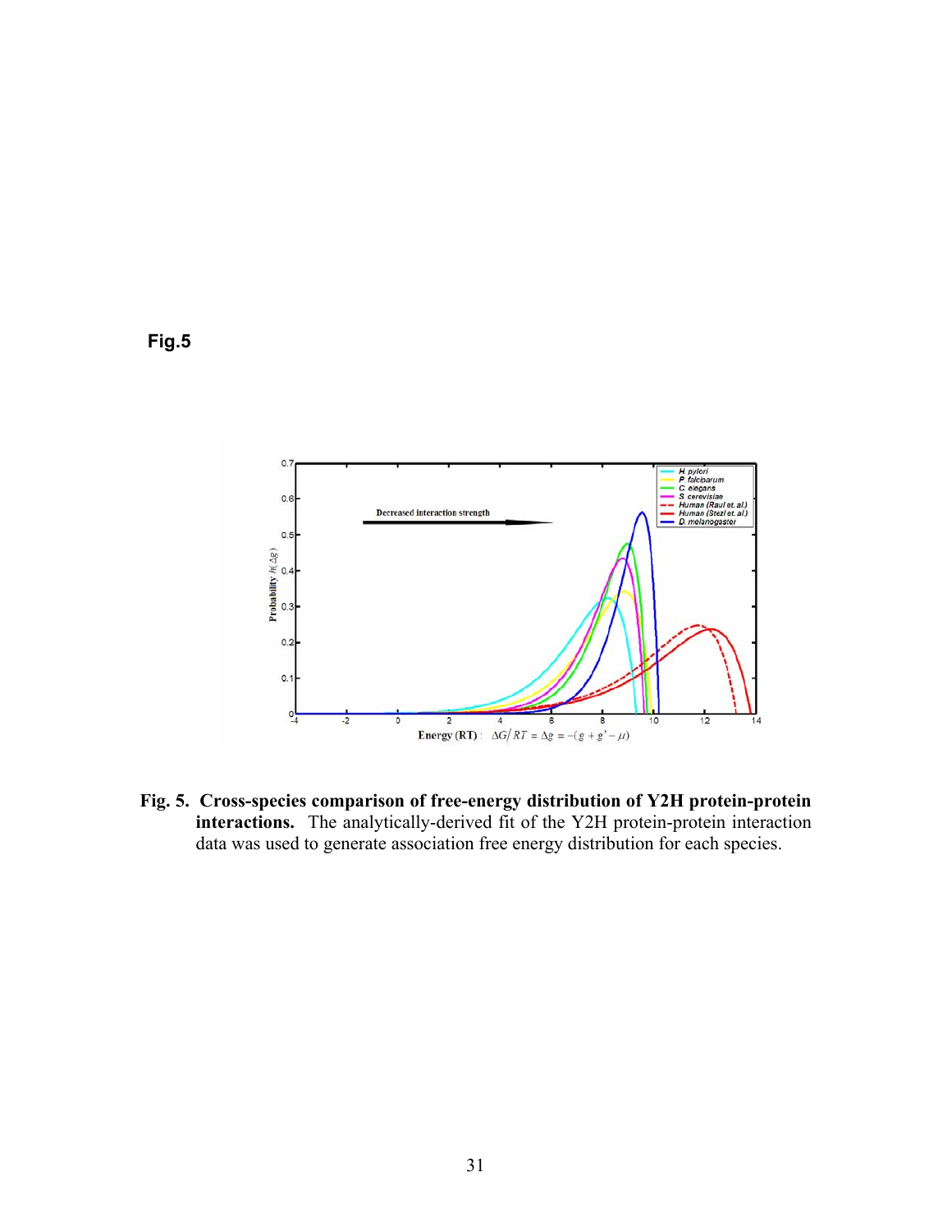**Fig.5**

Decreased interaction strength

H. pylori
P. falciparum
C. elegans
S. cerevisiae
Human (Raul et. al.)
Human (Stezl et. al.)
D. melanogaster

Probability $h(\Delta g)$

0
0.1
0.2
0.3
0.4
0.5
0.6
0.7

-4
-2
0
2
4
6
8
10
12
14

Energy (RT) : $\Delta G/RT = \Delta g = -(g + g' - \mu)$

**Fig. 5. Cross-species comparison of free-energy distribution of Y2H protein-protein interactions.** The analytically-derived fit of the Y2H protein-protein interaction data was used to generate association free energy distribution for each species.